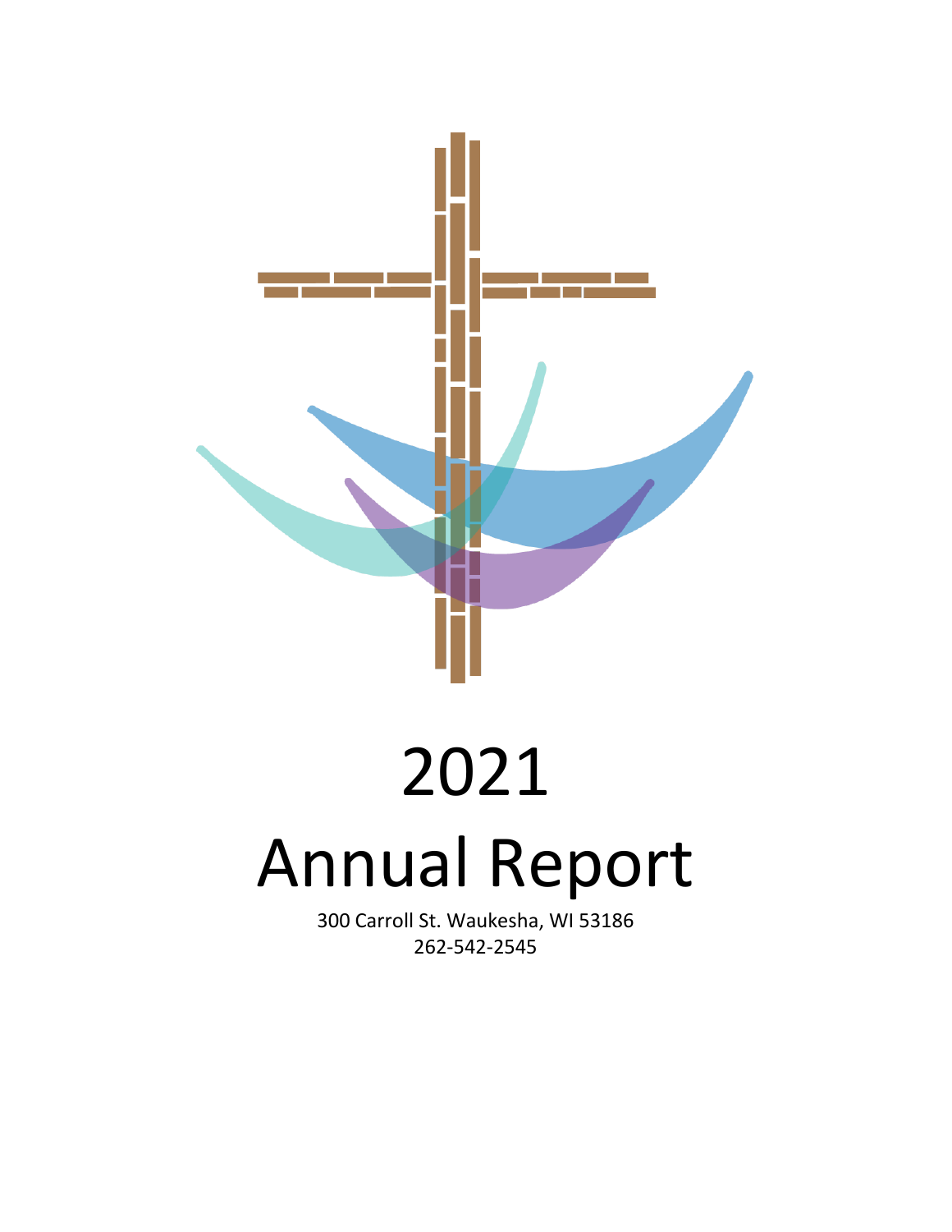# 2021
# Annual Report

300 Carroll St. Waukesha, WI 53186
262-542-2545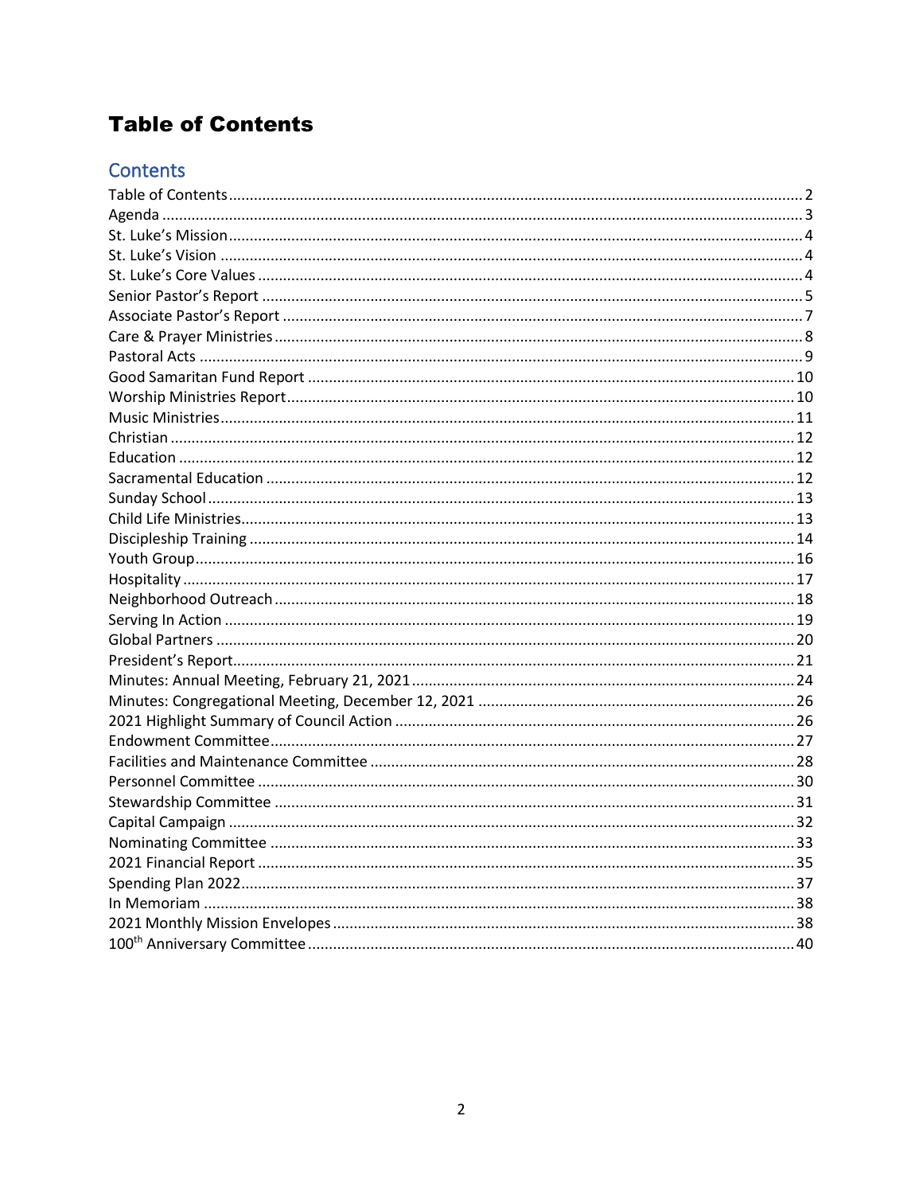# Table of Contents

## Contents

Table of Contents ........ 2
Agenda ........ 3
St. Luke's Mission ........ 4
St. Luke's Vision ........ 4
St. Luke's Core Values ........ 4
Senior Pastor's Report ........ 5
Associate Pastor's Report ........ 7
Care & Prayer Ministries ........ 8
Pastoral Acts ........ 9
Good Samaritan Fund Report ........ 10
Worship Ministries Report ........ 10
Music Ministries ........ 11
Christian ........ 12
Education ........ 12
Sacramental Education ........ 12
Sunday School ........ 13
Child Life Ministries ........ 13
Discipleship Training ........ 14
Youth Group ........ 16
Hospitality ........ 17
Neighborhood Outreach ........ 18
Serving In Action ........ 19
Global Partners ........ 20
President's Report ........ 21
Minutes: Annual Meeting, February 21, 2021 ........ 24
Minutes: Congregational Meeting, December 12, 2021 ........ 26
2021 Highlight Summary of Council Action ........ 26
Endowment Committee ........ 27
Facilities and Maintenance Committee ........ 28
Personnel Committee ........ 30
Stewardship Committee ........ 31
Capital Campaign ........ 32
Nominating Committee ........ 33
2021 Financial Report ........ 35
Spending Plan 2022 ........ 37
In Memoriam ........ 38
2021 Monthly Mission Envelopes ........ 38
100th Anniversary Committee ........ 40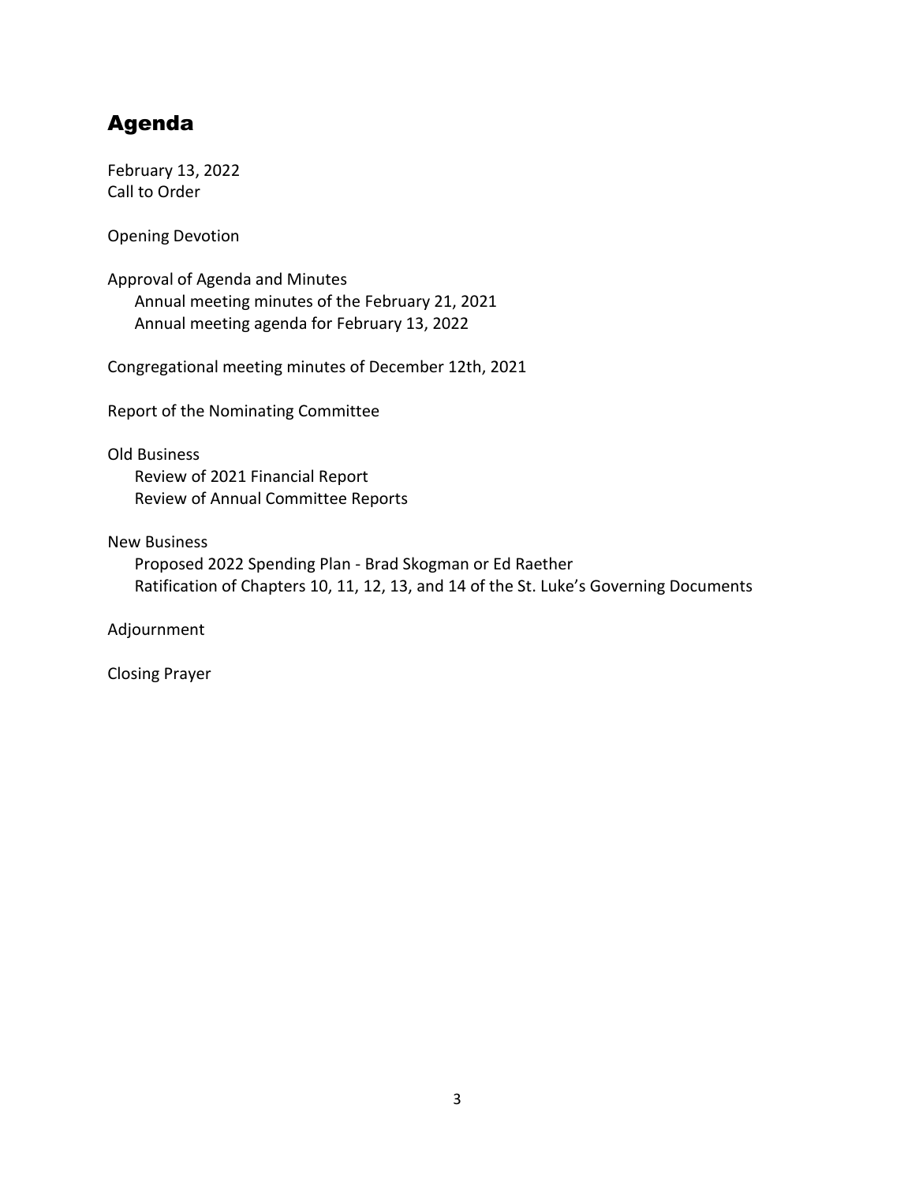# Agenda

February 13, 2022
Call to Order

Opening Devotion

Approval of Agenda and Minutes
- Annual meeting minutes of the February 21, 2021
- Annual meeting agenda for February 13, 2022

Congregational meeting minutes of December 12th, 2021

Report of the Nominating Committee

Old Business
- Review of 2021 Financial Report
- Review of Annual Committee Reports

New Business
- Proposed 2022 Spending Plan - Brad Skogman or Ed Raether
- Ratification of Chapters 10, 11, 12, 13, and 14 of the St. Luke's Governing Documents

Adjournment

Closing Prayer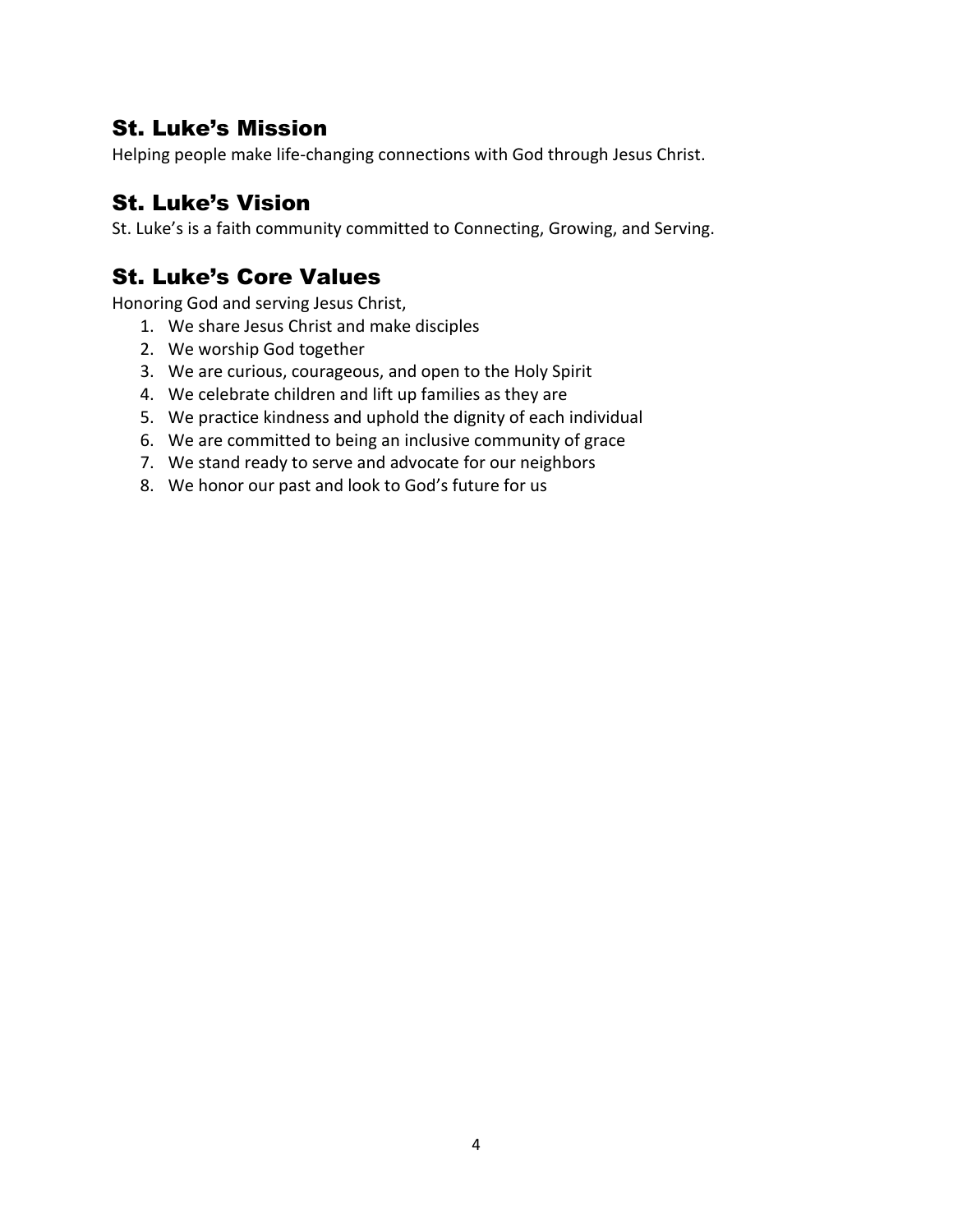## St. Luke's Mission

Helping people make life-changing connections with God through Jesus Christ.

## St. Luke's Vision

St. Luke's is a faith community committed to Connecting, Growing, and Serving.

## St. Luke's Core Values

Honoring God and serving Jesus Christ,

1. We share Jesus Christ and make disciples
2. We worship God together
3. We are curious, courageous, and open to the Holy Spirit
4. We celebrate children and lift up families as they are
5. We practice kindness and uphold the dignity of each individual
6. We are committed to being an inclusive community of grace
7. We stand ready to serve and advocate for our neighbors
8. We honor our past and look to God's future for us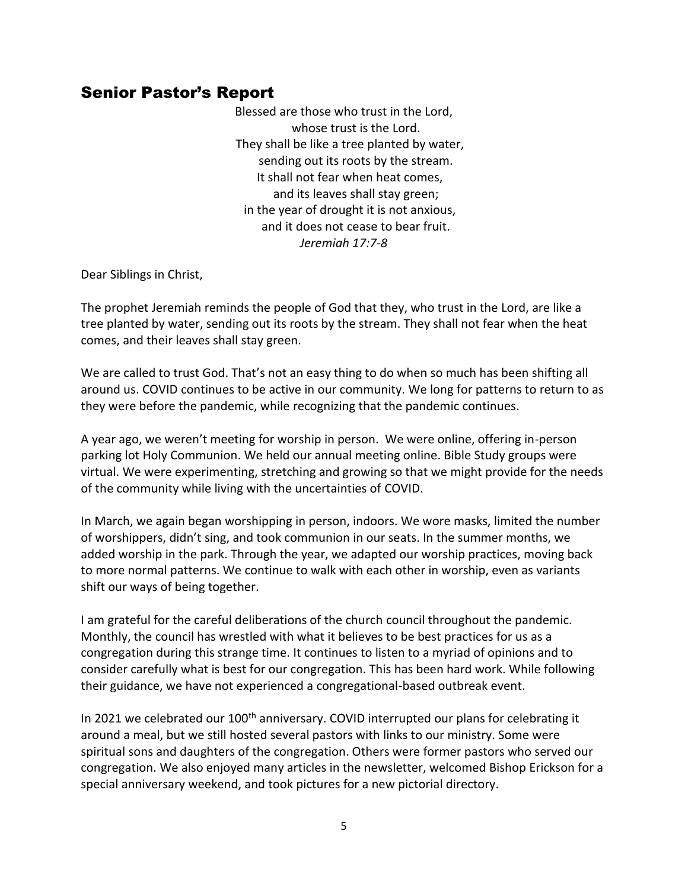## Senior Pastor's Report

Blessed are those who trust in the Lord,  
whose trust is the Lord.  
They shall be like a tree planted by water,  
sending out its roots by the stream.  
It shall not fear when heat comes,  
and its leaves shall stay green;  
in the year of drought it is not anxious,  
and it does not cease to bear fruit.  
*Jeremiah 17:7-8*

Dear Siblings in Christ,

The prophet Jeremiah reminds the people of God that they, who trust in the Lord, are like a tree planted by water, sending out its roots by the stream. They shall not fear when the heat comes, and their leaves shall stay green.

We are called to trust God. That's not an easy thing to do when so much has been shifting all around us. COVID continues to be active in our community. We long for patterns to return to as they were before the pandemic, while recognizing that the pandemic continues.

A year ago, we weren't meeting for worship in person. We were online, offering in-person parking lot Holy Communion. We held our annual meeting online. Bible Study groups were virtual. We were experimenting, stretching and growing so that we might provide for the needs of the community while living with the uncertainties of COVID.

In March, we again began worshipping in person, indoors. We wore masks, limited the number of worshippers, didn't sing, and took communion in our seats. In the summer months, we added worship in the park. Through the year, we adapted our worship practices, moving back to more normal patterns. We continue to walk with each other in worship, even as variants shift our ways of being together.

I am grateful for the careful deliberations of the church council throughout the pandemic. Monthly, the council has wrestled with what it believes to be best practices for us as a congregation during this strange time. It continues to listen to a myriad of opinions and to consider carefully what is best for our congregation. This has been hard work. While following their guidance, we have not experienced a congregational-based outbreak event.

In 2021 we celebrated our 100th anniversary. COVID interrupted our plans for celebrating it around a meal, but we still hosted several pastors with links to our ministry. Some were spiritual sons and daughters of the congregation. Others were former pastors who served our congregation. We also enjoyed many articles in the newsletter, welcomed Bishop Erickson for a special anniversary weekend, and took pictures for a new pictorial directory.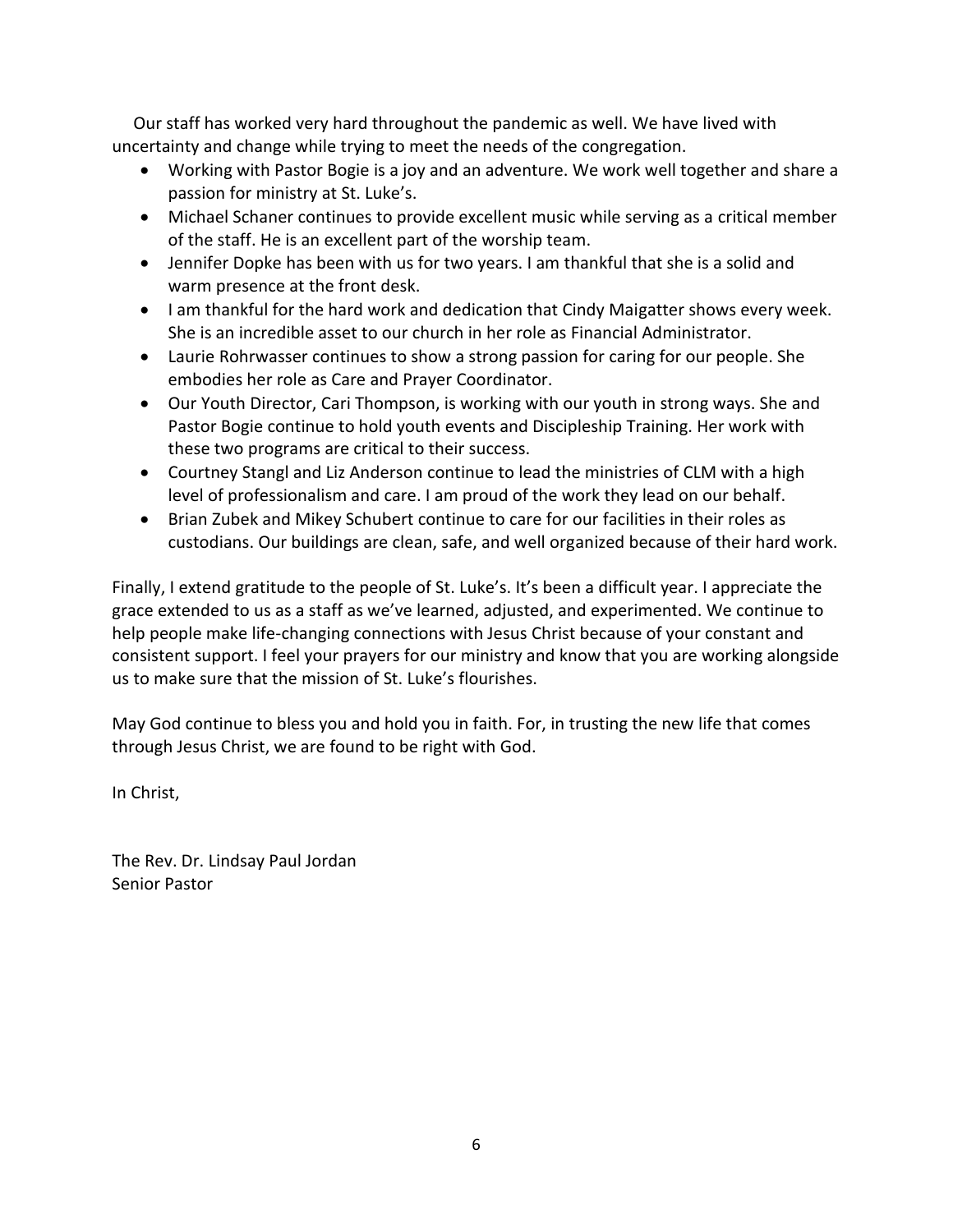Our staff has worked very hard throughout the pandemic as well. We have lived with uncertainty and change while trying to meet the needs of the congregation.

- Working with Pastor Bogie is a joy and an adventure. We work well together and share a passion for ministry at St. Luke's.
- Michael Schaner continues to provide excellent music while serving as a critical member of the staff. He is an excellent part of the worship team.
- Jennifer Dopke has been with us for two years. I am thankful that she is a solid and warm presence at the front desk.
- I am thankful for the hard work and dedication that Cindy Maigatter shows every week. She is an incredible asset to our church in her role as Financial Administrator.
- Laurie Rohrwasser continues to show a strong passion for caring for our people. She embodies her role as Care and Prayer Coordinator.
- Our Youth Director, Cari Thompson, is working with our youth in strong ways. She and Pastor Bogie continue to hold youth events and Discipleship Training. Her work with these two programs are critical to their success.
- Courtney Stangl and Liz Anderson continue to lead the ministries of CLM with a high level of professionalism and care. I am proud of the work they lead on our behalf.
- Brian Zubek and Mikey Schubert continue to care for our facilities in their roles as custodians. Our buildings are clean, safe, and well organized because of their hard work.

Finally, I extend gratitude to the people of St. Luke's. It's been a difficult year. I appreciate the grace extended to us as a staff as we've learned, adjusted, and experimented. We continue to help people make life-changing connections with Jesus Christ because of your constant and consistent support. I feel your prayers for our ministry and know that you are working alongside us to make sure that the mission of St. Luke's flourishes.

May God continue to bless you and hold you in faith. For, in trusting the new life that comes through Jesus Christ, we are found to be right with God.

In Christ,

The Rev. Dr. Lindsay Paul Jordan
Senior Pastor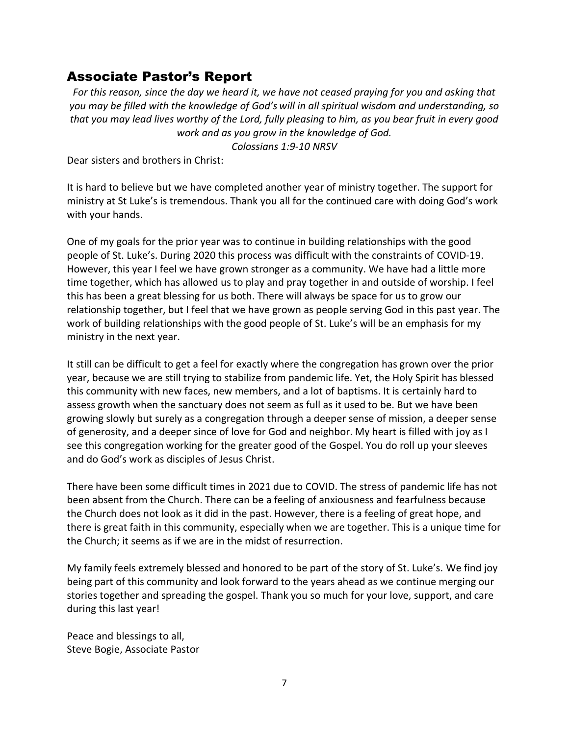## Associate Pastor's Report

*For this reason, since the day we heard it, we have not ceased praying for you and asking that you may be filled with the knowledge of God's will in all spiritual wisdom and understanding, so that you may lead lives worthy of the Lord, fully pleasing to him, as you bear fruit in every good work and as you grow in the knowledge of God.*

*Colossians 1:9-10 NRSV*

Dear sisters and brothers in Christ:

It is hard to believe but we have completed another year of ministry together. The support for ministry at St Luke's is tremendous. Thank you all for the continued care with doing God's work with your hands.

One of my goals for the prior year was to continue in building relationships with the good people of St. Luke's. During 2020 this process was difficult with the constraints of COVID-19. However, this year I feel we have grown stronger as a community. We have had a little more time together, which has allowed us to play and pray together in and outside of worship. I feel this has been a great blessing for us both. There will always be space for us to grow our relationship together, but I feel that we have grown as people serving God in this past year. The work of building relationships with the good people of St. Luke's will be an emphasis for my ministry in the next year.

It still can be difficult to get a feel for exactly where the congregation has grown over the prior year, because we are still trying to stabilize from pandemic life. Yet, the Holy Spirit has blessed this community with new faces, new members, and a lot of baptisms. It is certainly hard to assess growth when the sanctuary does not seem as full as it used to be. But we have been growing slowly but surely as a congregation through a deeper sense of mission, a deeper sense of generosity, and a deeper since of love for God and neighbor. My heart is filled with joy as I see this congregation working for the greater good of the Gospel. You do roll up your sleeves and do God's work as disciples of Jesus Christ.

There have been some difficult times in 2021 due to COVID. The stress of pandemic life has not been absent from the Church. There can be a feeling of anxiousness and fearfulness because the Church does not look as it did in the past. However, there is a feeling of great hope, and there is great faith in this community, especially when we are together. This is a unique time for the Church; it seems as if we are in the midst of resurrection.

My family feels extremely blessed and honored to be part of the story of St. Luke's. We find joy being part of this community and look forward to the years ahead as we continue merging our stories together and spreading the gospel. Thank you so much for your love, support, and care during this last year!

Peace and blessings to all,
Steve Bogie, Associate Pastor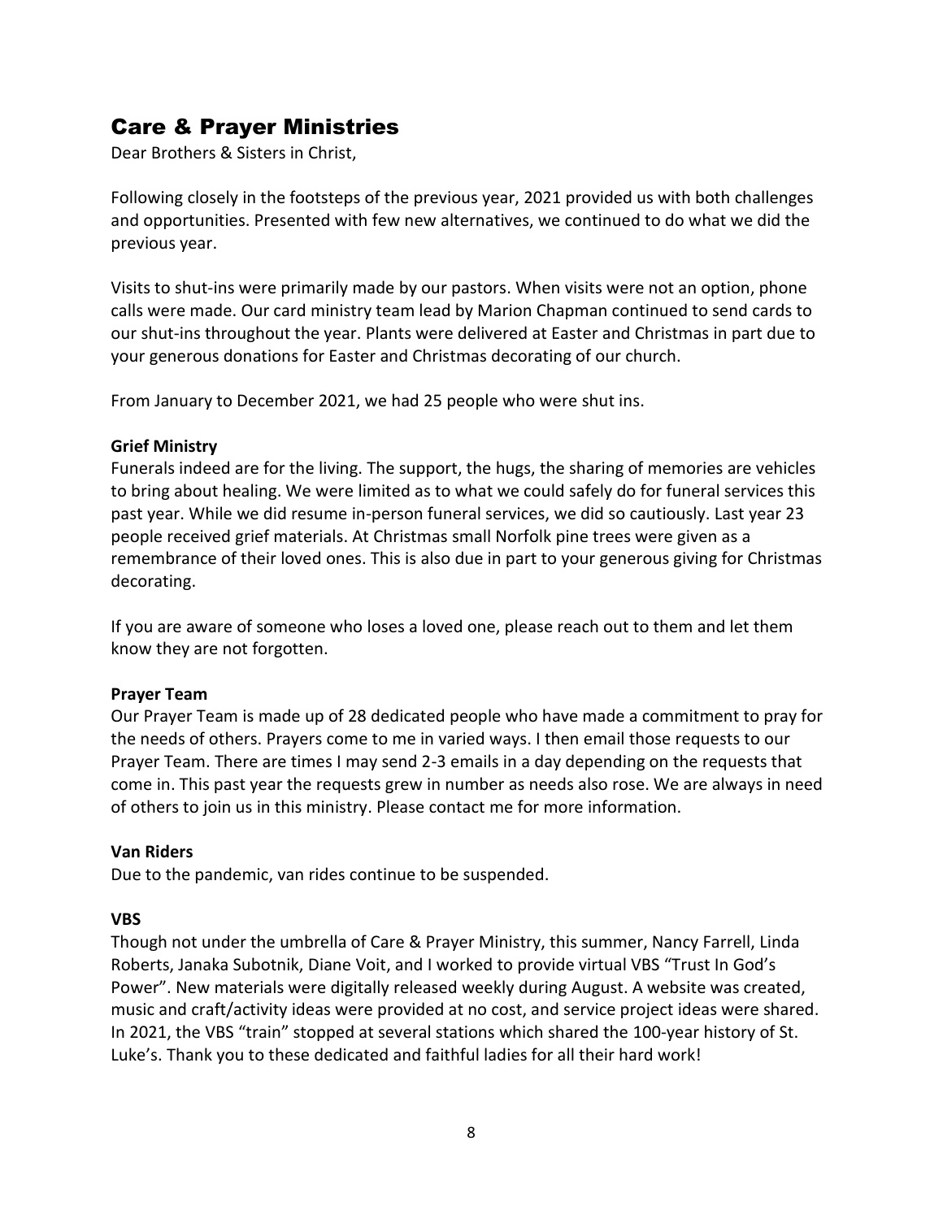# Care & Prayer Ministries

Dear Brothers & Sisters in Christ,

Following closely in the footsteps of the previous year, 2021 provided us with both challenges and opportunities. Presented with few new alternatives, we continued to do what we did the previous year.

Visits to shut-ins were primarily made by our pastors. When visits were not an option, phone calls were made. Our card ministry team lead by Marion Chapman continued to send cards to our shut-ins throughout the year. Plants were delivered at Easter and Christmas in part due to your generous donations for Easter and Christmas decorating of our church.

From January to December 2021, we had 25 people who were shut ins.

**Grief Ministry**

Funerals indeed are for the living. The support, the hugs, the sharing of memories are vehicles to bring about healing. We were limited as to what we could safely do for funeral services this past year. While we did resume in-person funeral services, we did so cautiously. Last year 23 people received grief materials. At Christmas small Norfolk pine trees were given as a remembrance of their loved ones. This is also due in part to your generous giving for Christmas decorating.

If you are aware of someone who loses a loved one, please reach out to them and let them know they are not forgotten.

**Prayer Team**

Our Prayer Team is made up of 28 dedicated people who have made a commitment to pray for the needs of others. Prayers come to me in varied ways. I then email those requests to our Prayer Team. There are times I may send 2-3 emails in a day depending on the requests that come in. This past year the requests grew in number as needs also rose. We are always in need of others to join us in this ministry. Please contact me for more information.

**Van Riders**

Due to the pandemic, van rides continue to be suspended.

**VBS**

Though not under the umbrella of Care & Prayer Ministry, this summer, Nancy Farrell, Linda Roberts, Janaka Subotnik, Diane Voit, and I worked to provide virtual VBS "Trust In God's Power". New materials were digitally released weekly during August. A website was created, music and craft/activity ideas were provided at no cost, and service project ideas were shared. In 2021, the VBS "train" stopped at several stations which shared the 100-year history of St. Luke's. Thank you to these dedicated and faithful ladies for all their hard work!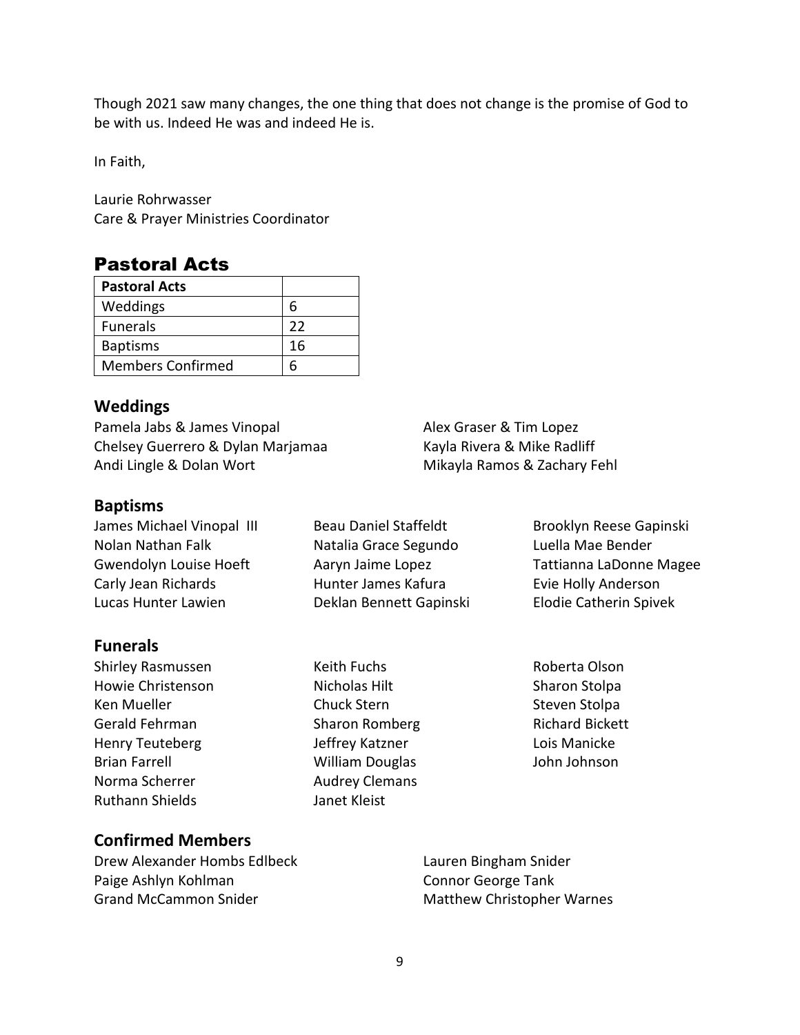Though 2021 saw many changes, the one thing that does not change is the promise of God to be with us. Indeed He was and indeed He is.

In Faith,

Laurie Rohrwasser
Care & Prayer Ministries Coordinator

# Pastoral Acts

| Pastoral Acts | |
|---|---|
| Weddings | 6 |
| Funerals | 22 |
| Baptisms | 16 |
| Members Confirmed | 6 |

## Weddings

Pamela Jabs & James Vinopal
Chelsey Guerrero & Dylan Marjamaa
Andi Lingle & Dolan Wort
Alex Graser & Tim Lopez
Kayla Rivera & Mike Radliff
Mikayla Ramos & Zachary Fehl

## Baptisms

James Michael Vinopal III
Nolan Nathan Falk
Gwendolyn Louise Hoeft
Carly Jean Richards
Lucas Hunter Lawien
Beau Daniel Staffeldt
Natalia Grace Segundo
Aaryn Jaime Lopez
Hunter James Kafura
Deklan Bennett Gapinski
Brooklyn Reese Gapinski
Luella Mae Bender
Tattianna LaDonne Magee
Evie Holly Anderson
Elodie Catherin Spivek

## Funerals

Shirley Rasmussen
Howie Christenson
Ken Mueller
Gerald Fehrman
Henry Teuteberg
Brian Farrell
Norma Scherrer
Ruthann Shields
Keith Fuchs
Nicholas Hilt
Chuck Stern
Sharon Romberg
Jeffrey Katzner
William Douglas
Audrey Clemans
Janet Kleist
Roberta Olson
Sharon Stolpa
Steven Stolpa
Richard Bickett
Lois Manicke
John Johnson

## Confirmed Members

Drew Alexander Hombs Edlbeck
Paige Ashlyn Kohlman
Grand McCammon Snider
Lauren Bingham Snider
Connor George Tank
Matthew Christopher Warnes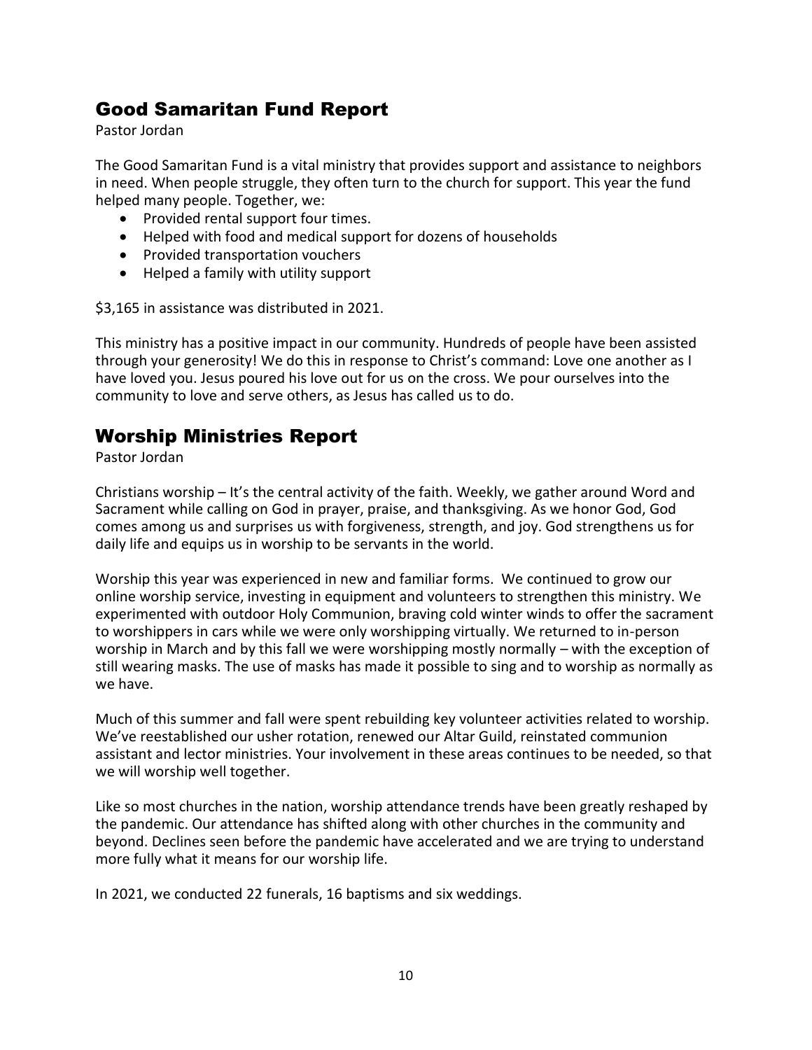## Good Samaritan Fund Report

Pastor Jordan

The Good Samaritan Fund is a vital ministry that provides support and assistance to neighbors in need. When people struggle, they often turn to the church for support. This year the fund helped many people. Together, we:

- Provided rental support four times.
- Helped with food and medical support for dozens of households
- Provided transportation vouchers
- Helped a family with utility support

$3,165 in assistance was distributed in 2021.

This ministry has a positive impact in our community. Hundreds of people have been assisted through your generosity! We do this in response to Christ's command: Love one another as I have loved you. Jesus poured his love out for us on the cross. We pour ourselves into the community to love and serve others, as Jesus has called us to do.

## Worship Ministries Report

Pastor Jordan

Christians worship – It's the central activity of the faith. Weekly, we gather around Word and Sacrament while calling on God in prayer, praise, and thanksgiving. As we honor God, God comes among us and surprises us with forgiveness, strength, and joy. God strengthens us for daily life and equips us in worship to be servants in the world.

Worship this year was experienced in new and familiar forms. We continued to grow our online worship service, investing in equipment and volunteers to strengthen this ministry. We experimented with outdoor Holy Communion, braving cold winter winds to offer the sacrament to worshippers in cars while we were only worshipping virtually. We returned to in-person worship in March and by this fall we were worshipping mostly normally – with the exception of still wearing masks. The use of masks has made it possible to sing and to worship as normally as we have.

Much of this summer and fall were spent rebuilding key volunteer activities related to worship. We've reestablished our usher rotation, renewed our Altar Guild, reinstated communion assistant and lector ministries. Your involvement in these areas continues to be needed, so that we will worship well together.

Like so most churches in the nation, worship attendance trends have been greatly reshaped by the pandemic. Our attendance has shifted along with other churches in the community and beyond. Declines seen before the pandemic have accelerated and we are trying to understand more fully what it means for our worship life.

In 2021, we conducted 22 funerals, 16 baptisms and six weddings.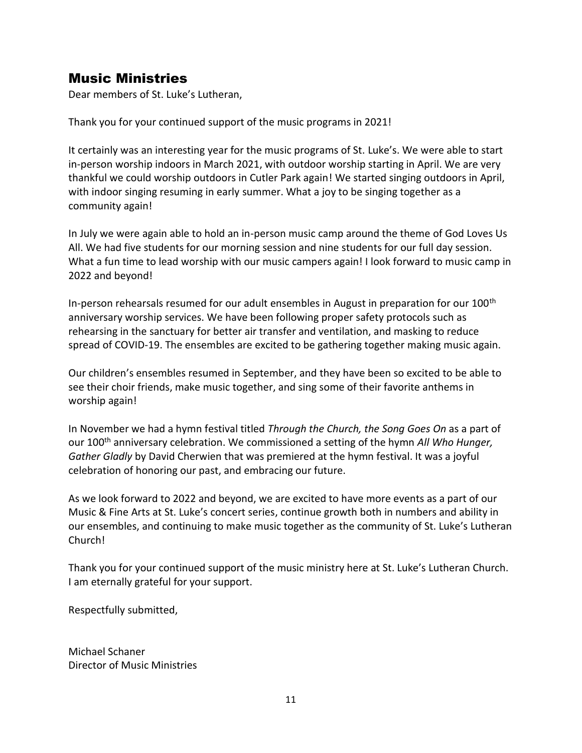## Music Ministries

Dear members of St. Luke's Lutheran,

Thank you for your continued support of the music programs in 2021!

It certainly was an interesting year for the music programs of St. Luke's. We were able to start in-person worship indoors in March 2021, with outdoor worship starting in April. We are very thankful we could worship outdoors in Cutler Park again! We started singing outdoors in April, with indoor singing resuming in early summer. What a joy to be singing together as a community again!

In July we were again able to hold an in-person music camp around the theme of God Loves Us All. We had five students for our morning session and nine students for our full day session. What a fun time to lead worship with our music campers again! I look forward to music camp in 2022 and beyond!

In-person rehearsals resumed for our adult ensembles in August in preparation for our 100th anniversary worship services. We have been following proper safety protocols such as rehearsing in the sanctuary for better air transfer and ventilation, and masking to reduce spread of COVID-19. The ensembles are excited to be gathering together making music again.

Our children's ensembles resumed in September, and they have been so excited to be able to see their choir friends, make music together, and sing some of their favorite anthems in worship again!

In November we had a hymn festival titled *Through the Church, the Song Goes On* as a part of our 100th anniversary celebration. We commissioned a setting of the hymn *All Who Hunger, Gather Gladly* by David Cherwien that was premiered at the hymn festival. It was a joyful celebration of honoring our past, and embracing our future.

As we look forward to 2022 and beyond, we are excited to have more events as a part of our Music & Fine Arts at St. Luke's concert series, continue growth both in numbers and ability in our ensembles, and continuing to make music together as the community of St. Luke's Lutheran Church!

Thank you for your continued support of the music ministry here at St. Luke's Lutheran Church. I am eternally grateful for your support.

Respectfully submitted,

Michael Schaner
Director of Music Ministries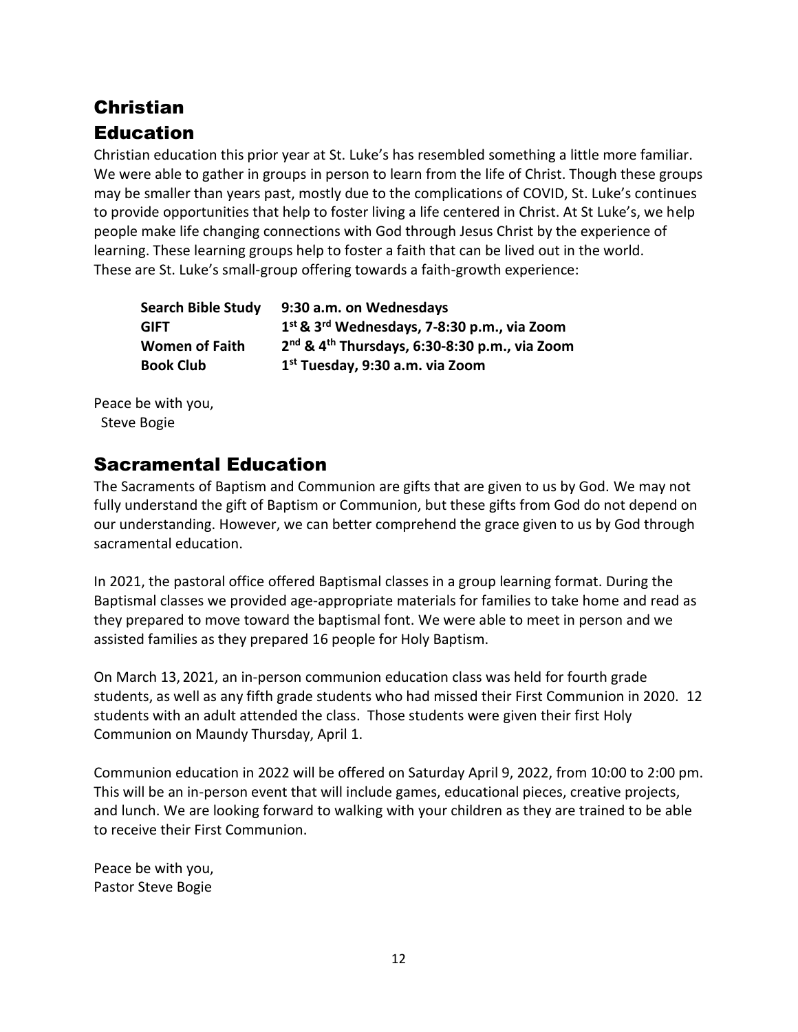## Christian Education

Christian education this prior year at St. Luke's has resembled something a little more familiar. We were able to gather in groups in person to learn from the life of Christ. Though these groups may be smaller than years past, mostly due to the complications of COVID, St. Luke's continues to provide opportunities that help to foster living a life centered in Christ. At St Luke's, we help people make life changing connections with God through Jesus Christ by the experience of learning. These learning groups help to foster a faith that can be lived out in the world. These are St. Luke's small-group offering towards a faith-growth experience:

| | |
|---|---|
| **Search Bible Study** | **9:30 a.m. on Wednesdays** |
| **GIFT** | **1st & 3rd Wednesdays, 7-8:30 p.m., via Zoom** |
| **Women of Faith** | **2nd & 4th Thursdays, 6:30-8:30 p.m., via Zoom** |
| **Book Club** | **1st Tuesday, 9:30 a.m. via Zoom** |

Peace be with you,
Steve Bogie

## Sacramental Education

The Sacraments of Baptism and Communion are gifts that are given to us by God. We may not fully understand the gift of Baptism or Communion, but these gifts from God do not depend on our understanding. However, we can better comprehend the grace given to us by God through sacramental education.

In 2021, the pastoral office offered Baptismal classes in a group learning format. During the Baptismal classes we provided age-appropriate materials for families to take home and read as they prepared to move toward the baptismal font. We were able to meet in person and we assisted families as they prepared 16 people for Holy Baptism.

On March 13, 2021, an in-person communion education class was held for fourth grade students, as well as any fifth grade students who had missed their First Communion in 2020. 12 students with an adult attended the class. Those students were given their first Holy Communion on Maundy Thursday, April 1.

Communion education in 2022 will be offered on Saturday April 9, 2022, from 10:00 to 2:00 pm. This will be an in-person event that will include games, educational pieces, creative projects, and lunch. We are looking forward to walking with your children as they are trained to be able to receive their First Communion.

Peace be with you,
Pastor Steve Bogie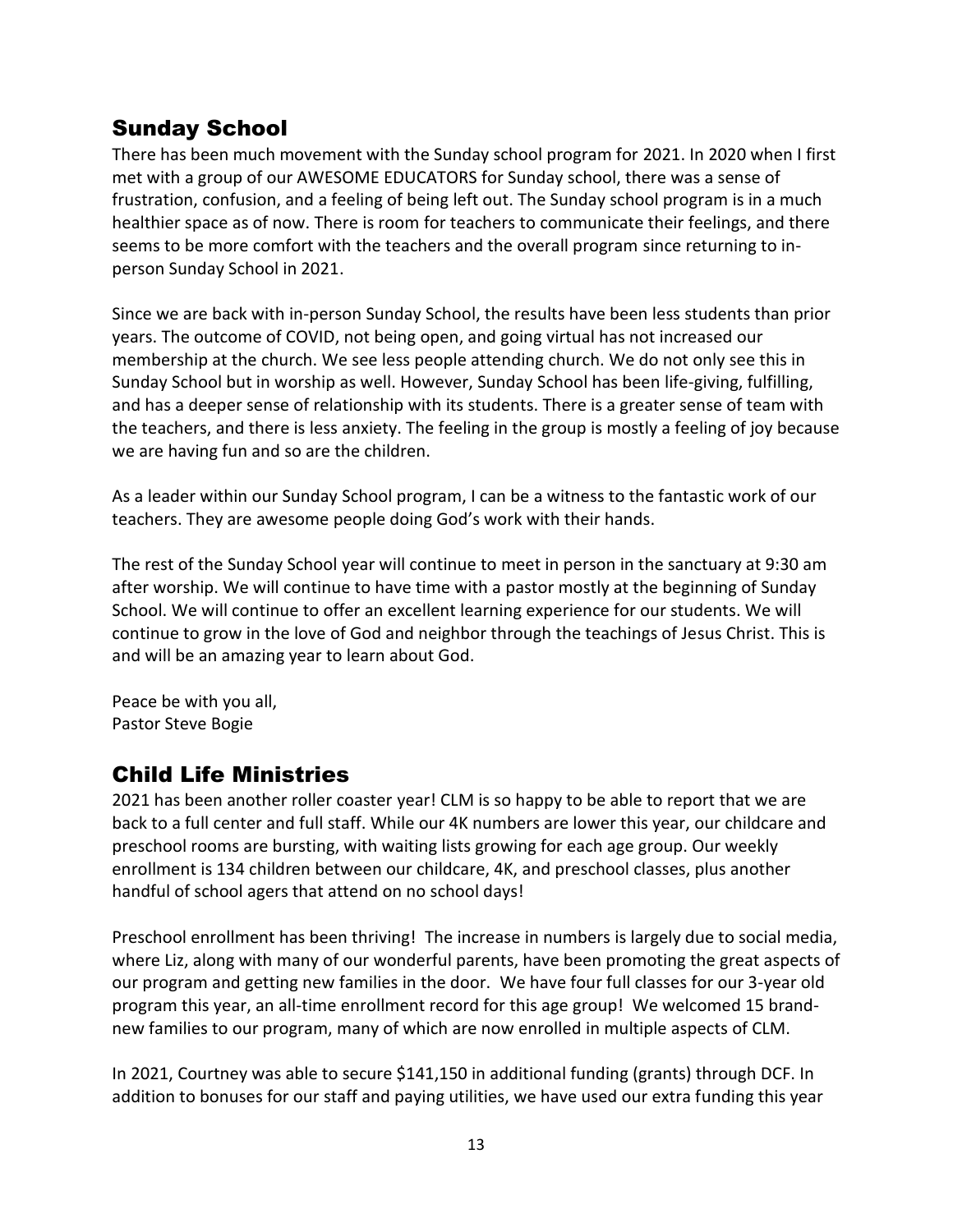## Sunday School

There has been much movement with the Sunday school program for 2021. In 2020 when I first met with a group of our AWESOME EDUCATORS for Sunday school, there was a sense of frustration, confusion, and a feeling of being left out. The Sunday school program is in a much healthier space as of now. There is room for teachers to communicate their feelings, and there seems to be more comfort with the teachers and the overall program since returning to in-person Sunday School in 2021.

Since we are back with in-person Sunday School, the results have been less students than prior years. The outcome of COVID, not being open, and going virtual has not increased our membership at the church. We see less people attending church. We do not only see this in Sunday School but in worship as well. However, Sunday School has been life-giving, fulfilling, and has a deeper sense of relationship with its students. There is a greater sense of team with the teachers, and there is less anxiety. The feeling in the group is mostly a feeling of joy because we are having fun and so are the children.

As a leader within our Sunday School program, I can be a witness to the fantastic work of our teachers. They are awesome people doing God's work with their hands.

The rest of the Sunday School year will continue to meet in person in the sanctuary at 9:30 am after worship. We will continue to have time with a pastor mostly at the beginning of Sunday School. We will continue to offer an excellent learning experience for our students. We will continue to grow in the love of God and neighbor through the teachings of Jesus Christ. This is and will be an amazing year to learn about God.

Peace be with you all,
Pastor Steve Bogie

## Child Life Ministries

2021 has been another roller coaster year! CLM is so happy to be able to report that we are back to a full center and full staff. While our 4K numbers are lower this year, our childcare and preschool rooms are bursting, with waiting lists growing for each age group. Our weekly enrollment is 134 children between our childcare, 4K, and preschool classes, plus another handful of school agers that attend on no school days!

Preschool enrollment has been thriving! The increase in numbers is largely due to social media, where Liz, along with many of our wonderful parents, have been promoting the great aspects of our program and getting new families in the door. We have four full classes for our 3-year old program this year, an all-time enrollment record for this age group! We welcomed 15 brand-new families to our program, many of which are now enrolled in multiple aspects of CLM.

In 2021, Courtney was able to secure $141,150 in additional funding (grants) through DCF. In addition to bonuses for our staff and paying utilities, we have used our extra funding this year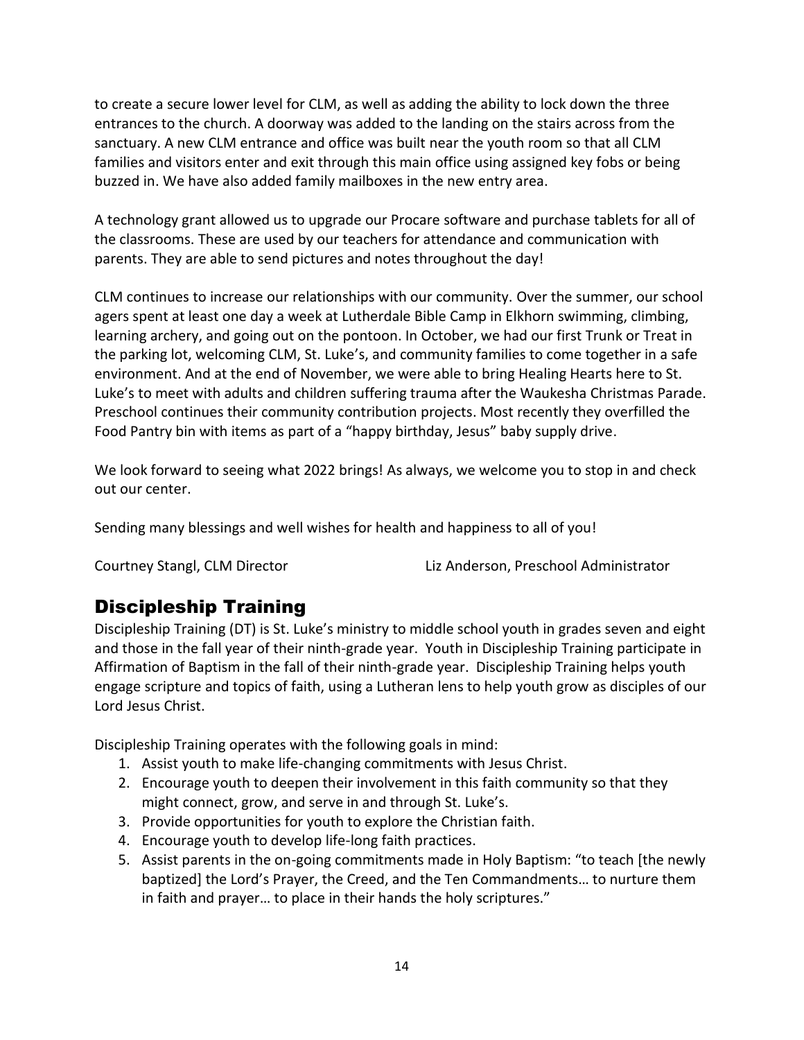to create a secure lower level for CLM, as well as adding the ability to lock down the three entrances to the church. A doorway was added to the landing on the stairs across from the sanctuary. A new CLM entrance and office was built near the youth room so that all CLM families and visitors enter and exit through this main office using assigned key fobs or being buzzed in. We have also added family mailboxes in the new entry area.

A technology grant allowed us to upgrade our Procare software and purchase tablets for all of the classrooms. These are used by our teachers for attendance and communication with parents. They are able to send pictures and notes throughout the day!

CLM continues to increase our relationships with our community. Over the summer, our school agers spent at least one day a week at Lutherdale Bible Camp in Elkhorn swimming, climbing, learning archery, and going out on the pontoon. In October, we had our first Trunk or Treat in the parking lot, welcoming CLM, St. Luke's, and community families to come together in a safe environment. And at the end of November, we were able to bring Healing Hearts here to St. Luke's to meet with adults and children suffering trauma after the Waukesha Christmas Parade. Preschool continues their community contribution projects. Most recently they overfilled the Food Pantry bin with items as part of a "happy birthday, Jesus" baby supply drive.

We look forward to seeing what 2022 brings! As always, we welcome you to stop in and check out our center.

Sending many blessings and well wishes for health and happiness to all of you!

Courtney Stangl, CLM Director

Liz Anderson, Preschool Administrator

## Discipleship Training

Discipleship Training (DT) is St. Luke's ministry to middle school youth in grades seven and eight and those in the fall year of their ninth-grade year. Youth in Discipleship Training participate in Affirmation of Baptism in the fall of their ninth-grade year. Discipleship Training helps youth engage scripture and topics of faith, using a Lutheran lens to help youth grow as disciples of our Lord Jesus Christ.

Discipleship Training operates with the following goals in mind:

1. Assist youth to make life-changing commitments with Jesus Christ.
2. Encourage youth to deepen their involvement in this faith community so that they might connect, grow, and serve in and through St. Luke's.
3. Provide opportunities for youth to explore the Christian faith.
4. Encourage youth to develop life-long faith practices.
5. Assist parents in the on-going commitments made in Holy Baptism: "to teach [the newly baptized] the Lord's Prayer, the Creed, and the Ten Commandments… to nurture them in faith and prayer… to place in their hands the holy scriptures."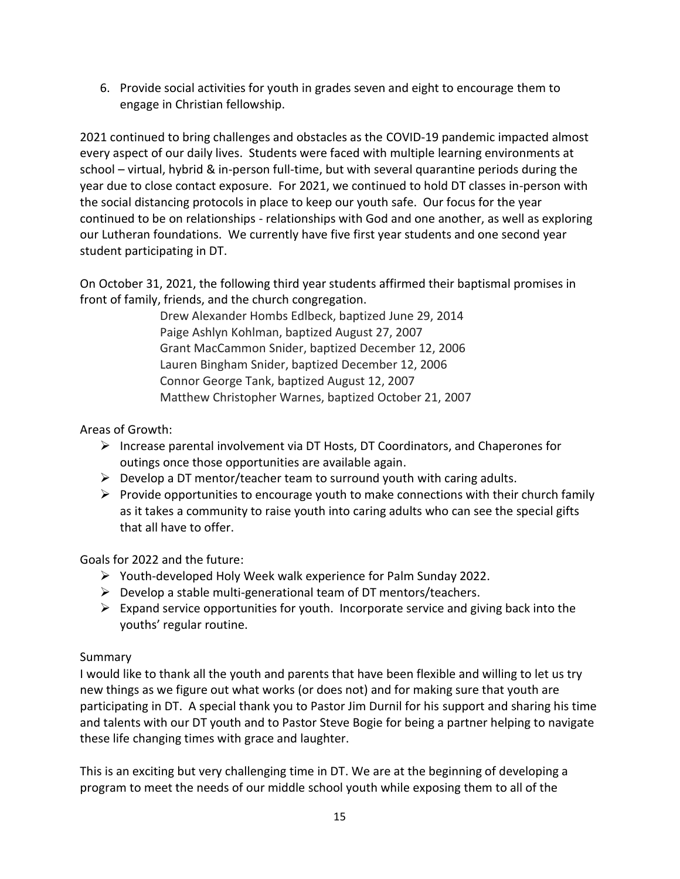6. Provide social activities for youth in grades seven and eight to encourage them to engage in Christian fellowship.

2021 continued to bring challenges and obstacles as the COVID-19 pandemic impacted almost every aspect of our daily lives. Students were faced with multiple learning environments at school – virtual, hybrid & in-person full-time, but with several quarantine periods during the year due to close contact exposure. For 2021, we continued to hold DT classes in-person with the social distancing protocols in place to keep our youth safe. Our focus for the year continued to be on relationships - relationships with God and one another, as well as exploring our Lutheran foundations. We currently have five first year students and one second year student participating in DT.

On October 31, 2021, the following third year students affirmed their baptismal promises in front of family, friends, and the church congregation.

Drew Alexander Hombs Edlbeck, baptized June 29, 2014
Paige Ashlyn Kohlman, baptized August 27, 2007
Grant MacCammon Snider, baptized December 12, 2006
Lauren Bingham Snider, baptized December 12, 2006
Connor George Tank, baptized August 12, 2007
Matthew Christopher Warnes, baptized October 21, 2007

Areas of Growth:

- Increase parental involvement via DT Hosts, DT Coordinators, and Chaperones for outings once those opportunities are available again.
- Develop a DT mentor/teacher team to surround youth with caring adults.
- Provide opportunities to encourage youth to make connections with their church family as it takes a community to raise youth into caring adults who can see the special gifts that all have to offer.

Goals for 2022 and the future:

- Youth-developed Holy Week walk experience for Palm Sunday 2022.
- Develop a stable multi-generational team of DT mentors/teachers.
- Expand service opportunities for youth. Incorporate service and giving back into the youths' regular routine.

Summary

I would like to thank all the youth and parents that have been flexible and willing to let us try new things as we figure out what works (or does not) and for making sure that youth are participating in DT. A special thank you to Pastor Jim Durnil for his support and sharing his time and talents with our DT youth and to Pastor Steve Bogie for being a partner helping to navigate these life changing times with grace and laughter.

This is an exciting but very challenging time in DT. We are at the beginning of developing a program to meet the needs of our middle school youth while exposing them to all of the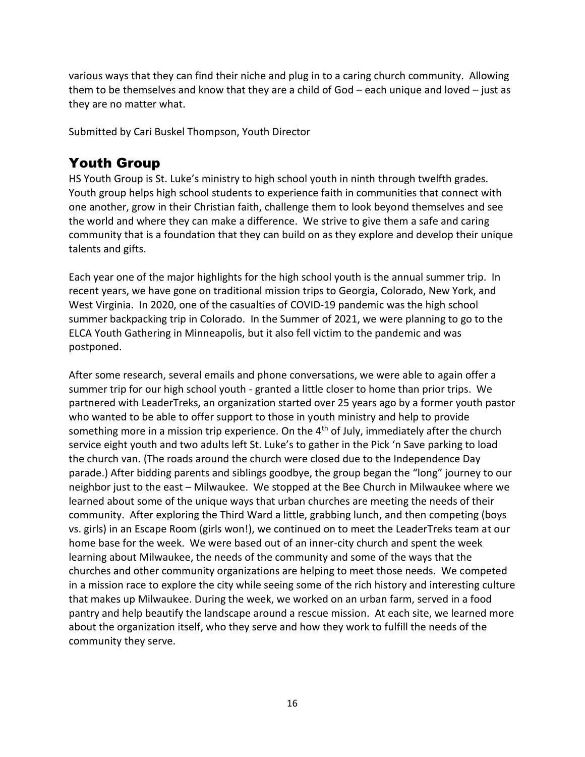various ways that they can find their niche and plug in to a caring church community. Allowing them to be themselves and know that they are a child of God – each unique and loved – just as they are no matter what.

Submitted by Cari Buskel Thompson, Youth Director

## Youth Group

HS Youth Group is St. Luke's ministry to high school youth in ninth through twelfth grades. Youth group helps high school students to experience faith in communities that connect with one another, grow in their Christian faith, challenge them to look beyond themselves and see the world and where they can make a difference. We strive to give them a safe and caring community that is a foundation that they can build on as they explore and develop their unique talents and gifts.

Each year one of the major highlights for the high school youth is the annual summer trip. In recent years, we have gone on traditional mission trips to Georgia, Colorado, New York, and West Virginia. In 2020, one of the casualties of COVID-19 pandemic was the high school summer backpacking trip in Colorado. In the Summer of 2021, we were planning to go to the ELCA Youth Gathering in Minneapolis, but it also fell victim to the pandemic and was postponed.

After some research, several emails and phone conversations, we were able to again offer a summer trip for our high school youth - granted a little closer to home than prior trips. We partnered with LeaderTreks, an organization started over 25 years ago by a former youth pastor who wanted to be able to offer support to those in youth ministry and help to provide something more in a mission trip experience. On the 4th of July, immediately after the church service eight youth and two adults left St. Luke's to gather in the Pick 'n Save parking to load the church van. (The roads around the church were closed due to the Independence Day parade.) After bidding parents and siblings goodbye, the group began the "long" journey to our neighbor just to the east – Milwaukee. We stopped at the Bee Church in Milwaukee where we learned about some of the unique ways that urban churches are meeting the needs of their community. After exploring the Third Ward a little, grabbing lunch, and then competing (boys vs. girls) in an Escape Room (girls won!), we continued on to meet the LeaderTreks team at our home base for the week. We were based out of an inner-city church and spent the week learning about Milwaukee, the needs of the community and some of the ways that the churches and other community organizations are helping to meet those needs. We competed in a mission race to explore the city while seeing some of the rich history and interesting culture that makes up Milwaukee. During the week, we worked on an urban farm, served in a food pantry and help beautify the landscape around a rescue mission. At each site, we learned more about the organization itself, who they serve and how they work to fulfill the needs of the community they serve.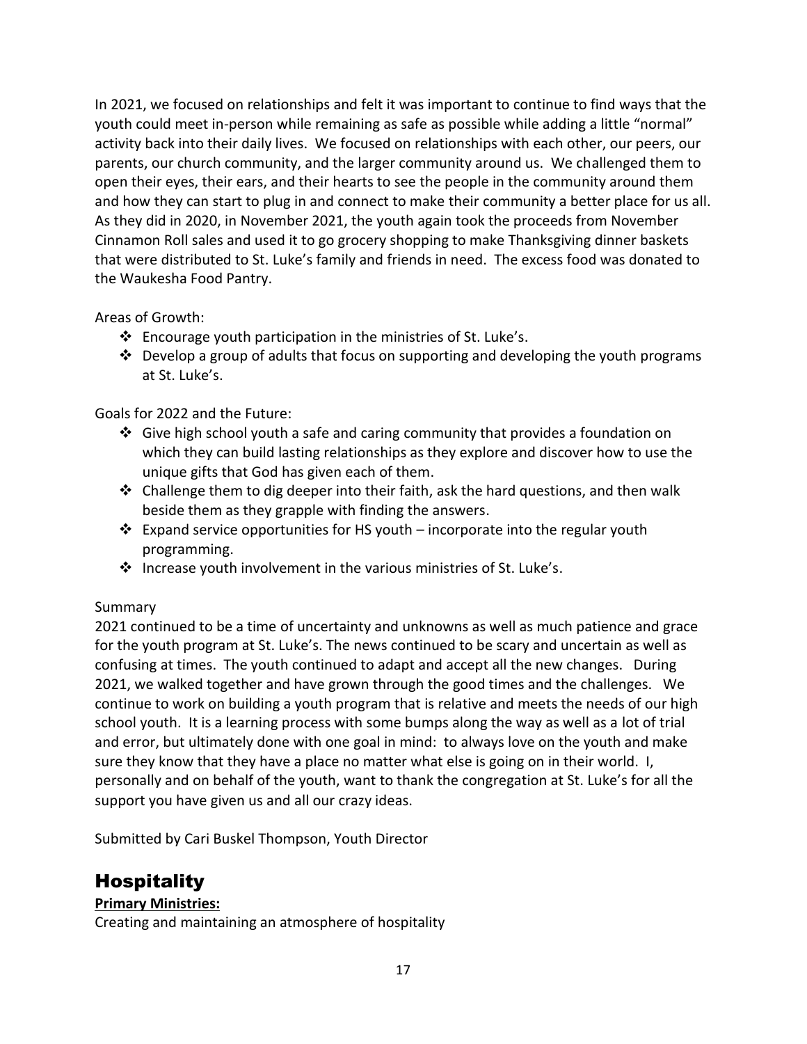In 2021, we focused on relationships and felt it was important to continue to find ways that the youth could meet in-person while remaining as safe as possible while adding a little "normal" activity back into their daily lives. We focused on relationships with each other, our peers, our parents, our church community, and the larger community around us. We challenged them to open their eyes, their ears, and their hearts to see the people in the community around them and how they can start to plug in and connect to make their community a better place for us all. As they did in 2020, in November 2021, the youth again took the proceeds from November Cinnamon Roll sales and used it to go grocery shopping to make Thanksgiving dinner baskets that were distributed to St. Luke's family and friends in need. The excess food was donated to the Waukesha Food Pantry.

Areas of Growth:

- Encourage youth participation in the ministries of St. Luke's.
- Develop a group of adults that focus on supporting and developing the youth programs at St. Luke's.

Goals for 2022 and the Future:

- Give high school youth a safe and caring community that provides a foundation on which they can build lasting relationships as they explore and discover how to use the unique gifts that God has given each of them.
- Challenge them to dig deeper into their faith, ask the hard questions, and then walk beside them as they grapple with finding the answers.
- Expand service opportunities for HS youth – incorporate into the regular youth programming.
- Increase youth involvement in the various ministries of St. Luke's.

Summary

2021 continued to be a time of uncertainty and unknowns as well as much patience and grace for the youth program at St. Luke's. The news continued to be scary and uncertain as well as confusing at times. The youth continued to adapt and accept all the new changes. During 2021, we walked together and have grown through the good times and the challenges. We continue to work on building a youth program that is relative and meets the needs of our high school youth. It is a learning process with some bumps along the way as well as a lot of trial and error, but ultimately done with one goal in mind: to always love on the youth and make sure they know that they have a place no matter what else is going on in their world. I, personally and on behalf of the youth, want to thank the congregation at St. Luke's for all the support you have given us and all our crazy ideas.

Submitted by Cari Buskel Thompson, Youth Director

## Hospitality

**Primary Ministries:**

Creating and maintaining an atmosphere of hospitality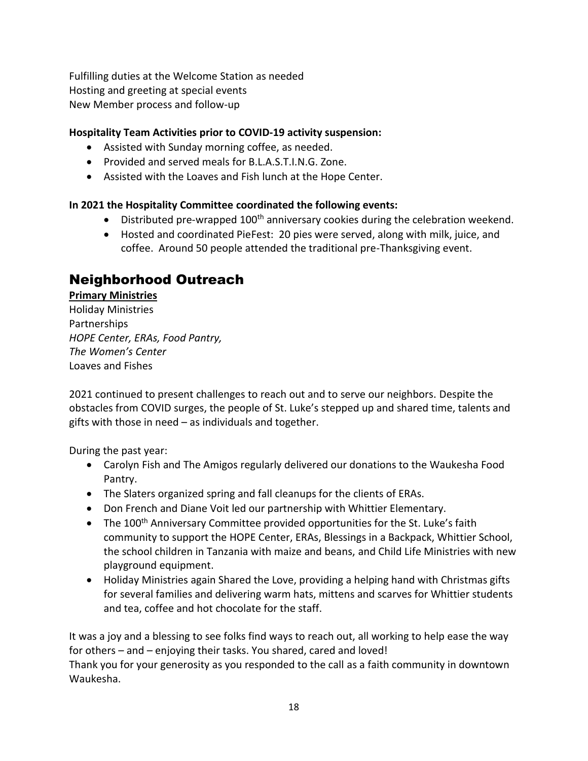Fulfilling duties at the Welcome Station as needed
Hosting and greeting at special events
New Member process and follow-up

**Hospitality Team Activities prior to COVID-19 activity suspension:**

- Assisted with Sunday morning coffee, as needed.
- Provided and served meals for B.L.A.S.T.I.N.G. Zone.
- Assisted with the Loaves and Fish lunch at the Hope Center.

**In 2021 the Hospitality Committee coordinated the following events:**

- Distributed pre-wrapped 100th anniversary cookies during the celebration weekend.
- Hosted and coordinated PieFest: 20 pies were served, along with milk, juice, and coffee. Around 50 people attended the traditional pre-Thanksgiving event.

## Neighborhood Outreach

**Primary Ministries**
Holiday Ministries
Partnerships
*HOPE Center, ERAs, Food Pantry,*
*The Women's Center*
Loaves and Fishes

2021 continued to present challenges to reach out and to serve our neighbors. Despite the obstacles from COVID surges, the people of St. Luke's stepped up and shared time, talents and gifts with those in need – as individuals and together.

During the past year:

- Carolyn Fish and The Amigos regularly delivered our donations to the Waukesha Food Pantry.
- The Slaters organized spring and fall cleanups for the clients of ERAs.
- Don French and Diane Voit led our partnership with Whittier Elementary.
- The 100th Anniversary Committee provided opportunities for the St. Luke's faith community to support the HOPE Center, ERAs, Blessings in a Backpack, Whittier School, the school children in Tanzania with maize and beans, and Child Life Ministries with new playground equipment.
- Holiday Ministries again Shared the Love, providing a helping hand with Christmas gifts for several families and delivering warm hats, mittens and scarves for Whittier students and tea, coffee and hot chocolate for the staff.

It was a joy and a blessing to see folks find ways to reach out, all working to help ease the way for others – and – enjoying their tasks. You shared, cared and loved!
Thank you for your generosity as you responded to the call as a faith community in downtown Waukesha.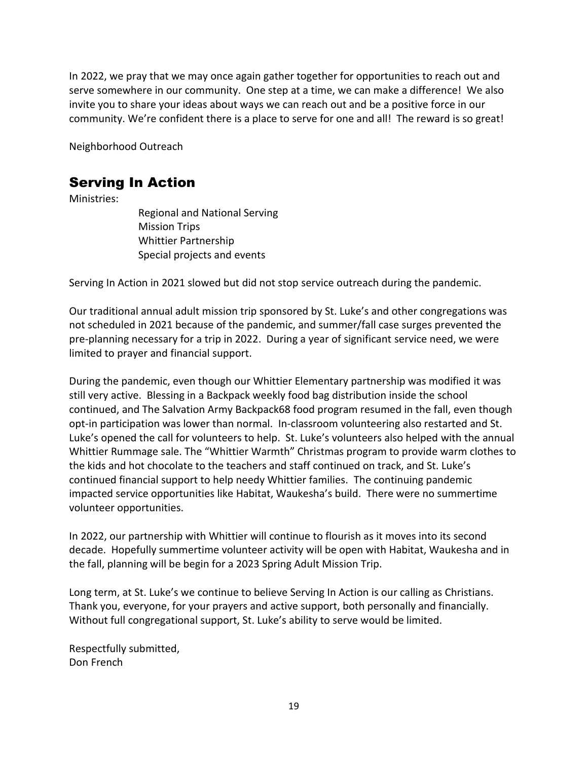In 2022, we pray that we may once again gather together for opportunities to reach out and serve somewhere in our community. One step at a time, we can make a difference! We also invite you to share your ideas about ways we can reach out and be a positive force in our community. We're confident there is a place to serve for one and all! The reward is so great!

Neighborhood Outreach

## Serving In Action

Ministries:

- Regional and National Serving
- Mission Trips
- Whittier Partnership
- Special projects and events

Serving In Action in 2021 slowed but did not stop service outreach during the pandemic.

Our traditional annual adult mission trip sponsored by St. Luke's and other congregations was not scheduled in 2021 because of the pandemic, and summer/fall case surges prevented the pre-planning necessary for a trip in 2022. During a year of significant service need, we were limited to prayer and financial support.

During the pandemic, even though our Whittier Elementary partnership was modified it was still very active. Blessing in a Backpack weekly food bag distribution inside the school continued, and The Salvation Army Backpack68 food program resumed in the fall, even though opt-in participation was lower than normal. In-classroom volunteering also restarted and St. Luke's opened the call for volunteers to help. St. Luke's volunteers also helped with the annual Whittier Rummage sale. The "Whittier Warmth" Christmas program to provide warm clothes to the kids and hot chocolate to the teachers and staff continued on track, and St. Luke's continued financial support to help needy Whittier families. The continuing pandemic impacted service opportunities like Habitat, Waukesha's build. There were no summertime volunteer opportunities.

In 2022, our partnership with Whittier will continue to flourish as it moves into its second decade. Hopefully summertime volunteer activity will be open with Habitat, Waukesha and in the fall, planning will be begin for a 2023 Spring Adult Mission Trip.

Long term, at St. Luke's we continue to believe Serving In Action is our calling as Christians. Thank you, everyone, for your prayers and active support, both personally and financially. Without full congregational support, St. Luke's ability to serve would be limited.

Respectfully submitted,
Don French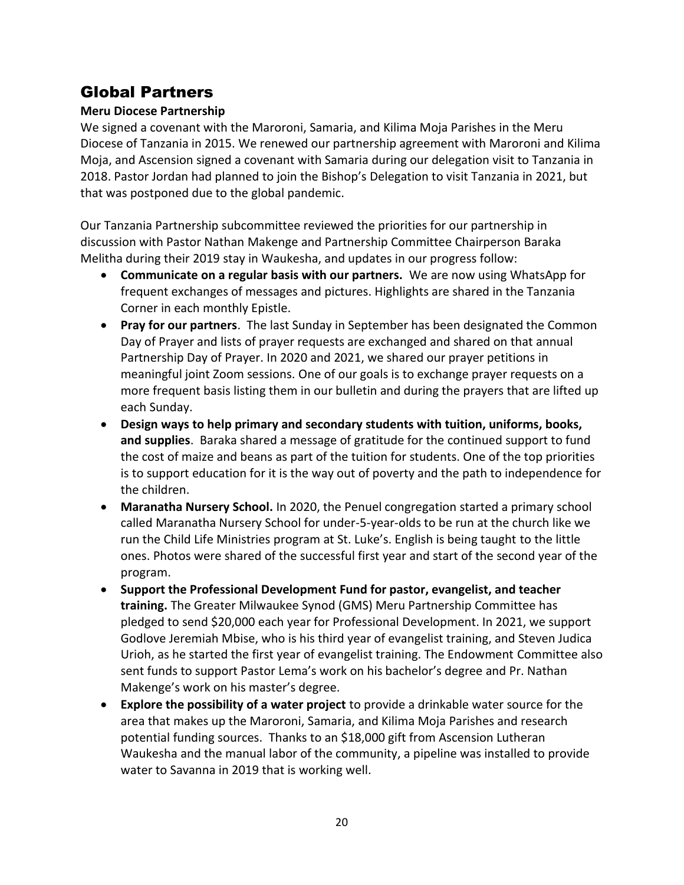# Global Partners

**Meru Diocese Partnership**

We signed a covenant with the Maroroni, Samaria, and Kilima Moja Parishes in the Meru Diocese of Tanzania in 2015. We renewed our partnership agreement with Maroroni and Kilima Moja, and Ascension signed a covenant with Samaria during our delegation visit to Tanzania in 2018. Pastor Jordan had planned to join the Bishop's Delegation to visit Tanzania in 2021, but that was postponed due to the global pandemic.

Our Tanzania Partnership subcommittee reviewed the priorities for our partnership in discussion with Pastor Nathan Makenge and Partnership Committee Chairperson Baraka Melitha during their 2019 stay in Waukesha, and updates in our progress follow:

- **Communicate on a regular basis with our partners.** We are now using WhatsApp for frequent exchanges of messages and pictures. Highlights are shared in the Tanzania Corner in each monthly Epistle.
- **Pray for our partners**. The last Sunday in September has been designated the Common Day of Prayer and lists of prayer requests are exchanged and shared on that annual Partnership Day of Prayer. In 2020 and 2021, we shared our prayer petitions in meaningful joint Zoom sessions. One of our goals is to exchange prayer requests on a more frequent basis listing them in our bulletin and during the prayers that are lifted up each Sunday.
- **Design ways to help primary and secondary students with tuition, uniforms, books, and supplies**. Baraka shared a message of gratitude for the continued support to fund the cost of maize and beans as part of the tuition for students. One of the top priorities is to support education for it is the way out of poverty and the path to independence for the children.
- **Maranatha Nursery School.** In 2020, the Penuel congregation started a primary school called Maranatha Nursery School for under-5-year-olds to be run at the church like we run the Child Life Ministries program at St. Luke's. English is being taught to the little ones. Photos were shared of the successful first year and start of the second year of the program.
- **Support the Professional Development Fund for pastor, evangelist, and teacher training.** The Greater Milwaukee Synod (GMS) Meru Partnership Committee has pledged to send $20,000 each year for Professional Development. In 2021, we support Godlove Jeremiah Mbise, who is his third year of evangelist training, and Steven Judica Urioh, as he started the first year of evangelist training. The Endowment Committee also sent funds to support Pastor Lema's work on his bachelor's degree and Pr. Nathan Makenge's work on his master's degree.
- **Explore the possibility of a water project** to provide a drinkable water source for the area that makes up the Maroroni, Samaria, and Kilima Moja Parishes and research potential funding sources. Thanks to an $18,000 gift from Ascension Lutheran Waukesha and the manual labor of the community, a pipeline was installed to provide water to Savanna in 2019 that is working well.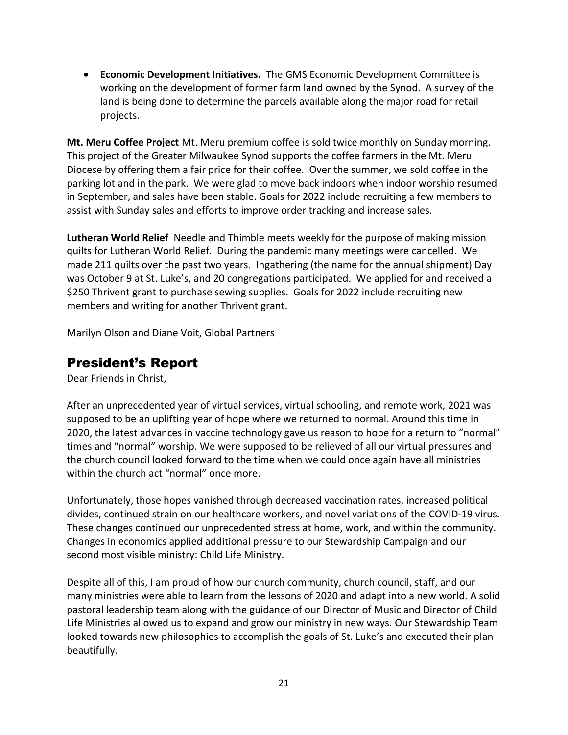- **Economic Development Initiatives.** The GMS Economic Development Committee is working on the development of former farm land owned by the Synod. A survey of the land is being done to determine the parcels available along the major road for retail projects.

**Mt. Meru Coffee Project** Mt. Meru premium coffee is sold twice monthly on Sunday morning. This project of the Greater Milwaukee Synod supports the coffee farmers in the Mt. Meru Diocese by offering them a fair price for their coffee. Over the summer, we sold coffee in the parking lot and in the park. We were glad to move back indoors when indoor worship resumed in September, and sales have been stable. Goals for 2022 include recruiting a few members to assist with Sunday sales and efforts to improve order tracking and increase sales.

**Lutheran World Relief** Needle and Thimble meets weekly for the purpose of making mission quilts for Lutheran World Relief. During the pandemic many meetings were cancelled. We made 211 quilts over the past two years. Ingathering (the name for the annual shipment) Day was October 9 at St. Luke's, and 20 congregations participated. We applied for and received a $250 Thrivent grant to purchase sewing supplies. Goals for 2022 include recruiting new members and writing for another Thrivent grant.

Marilyn Olson and Diane Voit, Global Partners

## President's Report

Dear Friends in Christ,

After an unprecedented year of virtual services, virtual schooling, and remote work, 2021 was supposed to be an uplifting year of hope where we returned to normal. Around this time in 2020, the latest advances in vaccine technology gave us reason to hope for a return to "normal" times and "normal" worship. We were supposed to be relieved of all our virtual pressures and the church council looked forward to the time when we could once again have all ministries within the church act "normal" once more.

Unfortunately, those hopes vanished through decreased vaccination rates, increased political divides, continued strain on our healthcare workers, and novel variations of the COVID-19 virus. These changes continued our unprecedented stress at home, work, and within the community. Changes in economics applied additional pressure to our Stewardship Campaign and our second most visible ministry: Child Life Ministry.

Despite all of this, I am proud of how our church community, church council, staff, and our many ministries were able to learn from the lessons of 2020 and adapt into a new world. A solid pastoral leadership team along with the guidance of our Director of Music and Director of Child Life Ministries allowed us to expand and grow our ministry in new ways. Our Stewardship Team looked towards new philosophies to accomplish the goals of St. Luke's and executed their plan beautifully.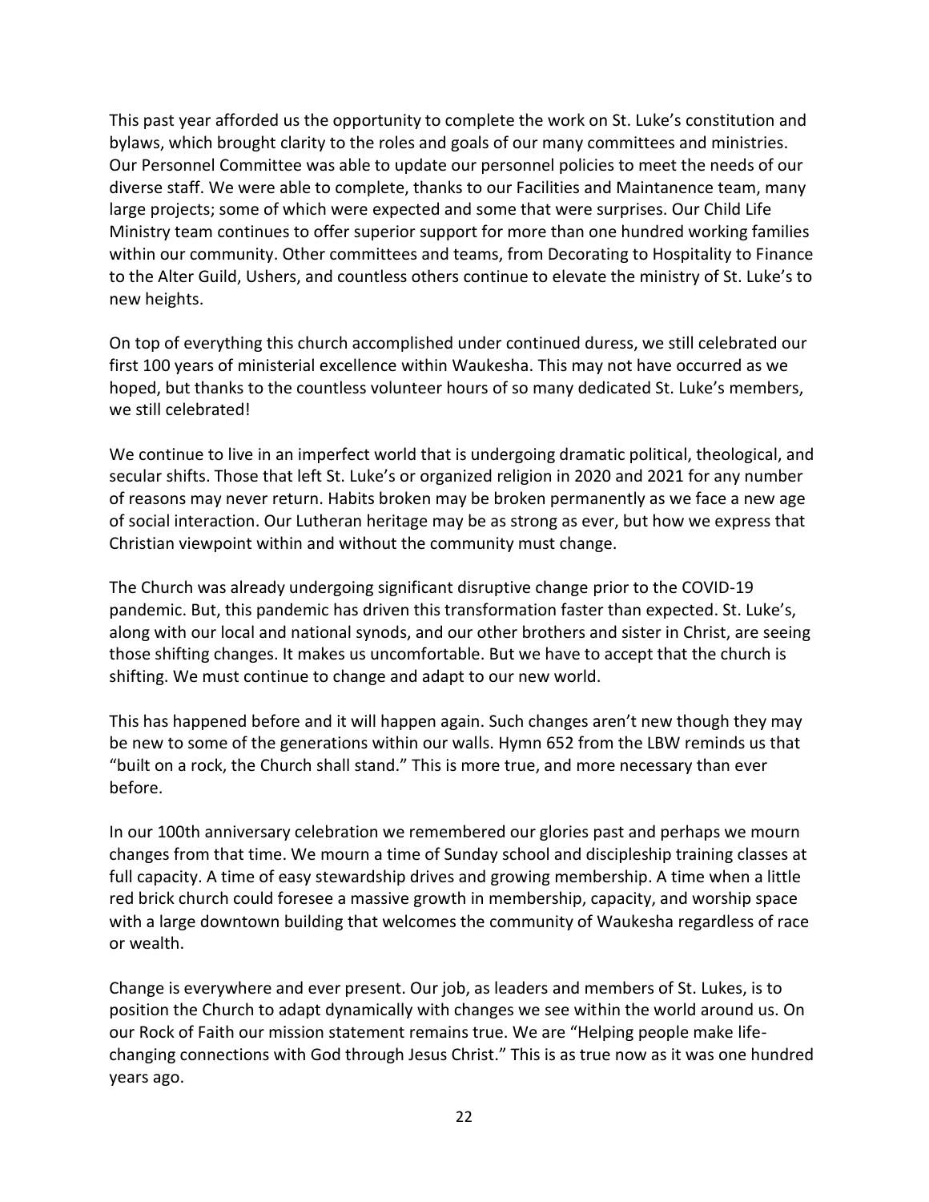This past year afforded us the opportunity to complete the work on St. Luke's constitution and bylaws, which brought clarity to the roles and goals of our many committees and ministries. Our Personnel Committee was able to update our personnel policies to meet the needs of our diverse staff. We were able to complete, thanks to our Facilities and Maintanence team, many large projects; some of which were expected and some that were surprises. Our Child Life Ministry team continues to offer superior support for more than one hundred working families within our community. Other committees and teams, from Decorating to Hospitality to Finance to the Alter Guild, Ushers, and countless others continue to elevate the ministry of St. Luke's to new heights.

On top of everything this church accomplished under continued duress, we still celebrated our first 100 years of ministerial excellence within Waukesha. This may not have occurred as we hoped, but thanks to the countless volunteer hours of so many dedicated St. Luke's members, we still celebrated!

We continue to live in an imperfect world that is undergoing dramatic political, theological, and secular shifts. Those that left St. Luke's or organized religion in 2020 and 2021 for any number of reasons may never return. Habits broken may be broken permanently as we face a new age of social interaction. Our Lutheran heritage may be as strong as ever, but how we express that Christian viewpoint within and without the community must change.

The Church was already undergoing significant disruptive change prior to the COVID-19 pandemic. But, this pandemic has driven this transformation faster than expected. St. Luke's, along with our local and national synods, and our other brothers and sister in Christ, are seeing those shifting changes. It makes us uncomfortable. But we have to accept that the church is shifting. We must continue to change and adapt to our new world.

This has happened before and it will happen again. Such changes aren't new though they may be new to some of the generations within our walls. Hymn 652 from the LBW reminds us that "built on a rock, the Church shall stand." This is more true, and more necessary than ever before.

In our 100th anniversary celebration we remembered our glories past and perhaps we mourn changes from that time. We mourn a time of Sunday school and discipleship training classes at full capacity. A time of easy stewardship drives and growing membership. A time when a little red brick church could foresee a massive growth in membership, capacity, and worship space with a large downtown building that welcomes the community of Waukesha regardless of race or wealth.

Change is everywhere and ever present. Our job, as leaders and members of St. Lukes, is to position the Church to adapt dynamically with changes we see within the world around us. On our Rock of Faith our mission statement remains true. We are "Helping people make life-changing connections with God through Jesus Christ." This is as true now as it was one hundred years ago.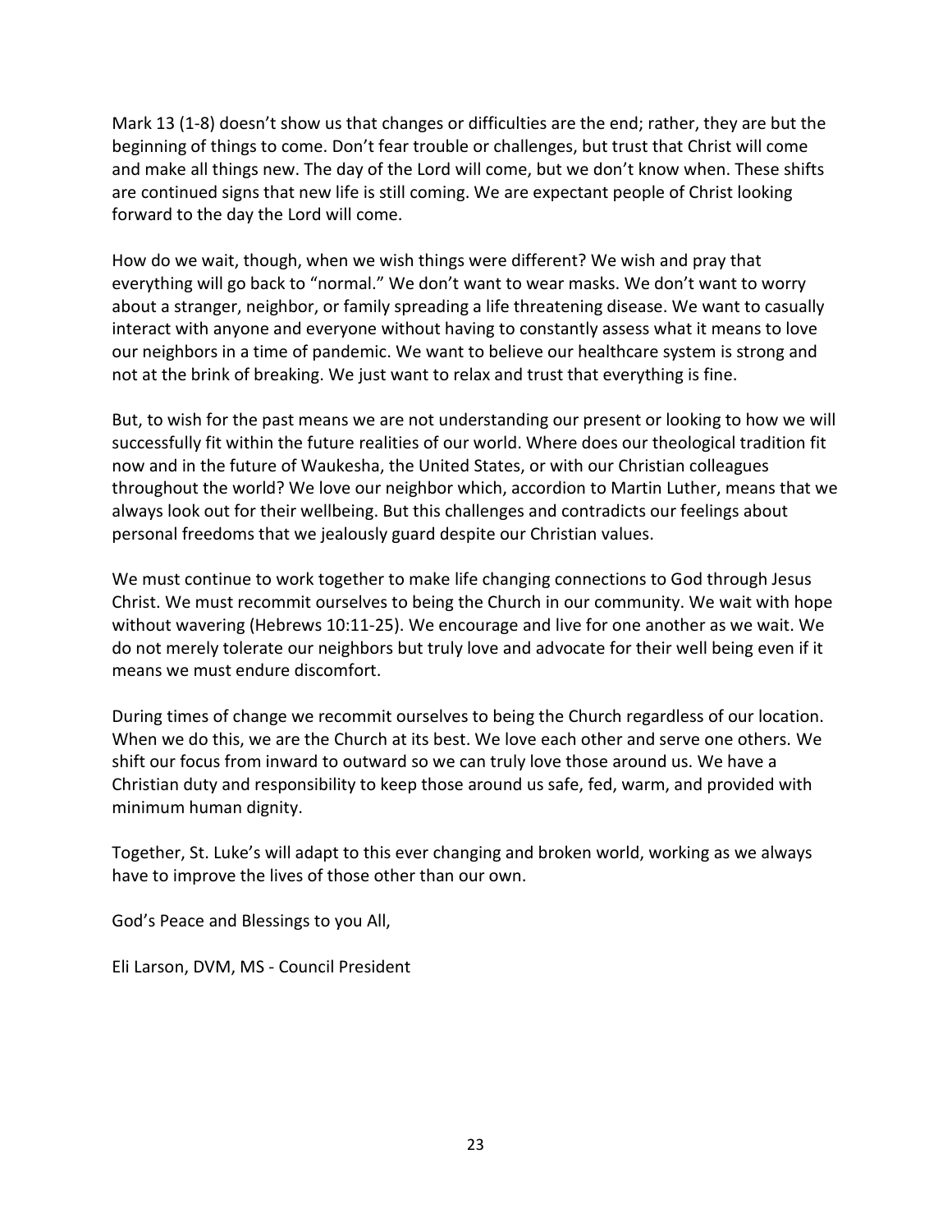Mark 13 (1-8) doesn't show us that changes or difficulties are the end; rather, they are but the beginning of things to come. Don't fear trouble or challenges, but trust that Christ will come and make all things new. The day of the Lord will come, but we don't know when. These shifts are continued signs that new life is still coming. We are expectant people of Christ looking forward to the day the Lord will come.

How do we wait, though, when we wish things were different? We wish and pray that everything will go back to "normal." We don't want to wear masks. We don't want to worry about a stranger, neighbor, or family spreading a life threatening disease. We want to casually interact with anyone and everyone without having to constantly assess what it means to love our neighbors in a time of pandemic. We want to believe our healthcare system is strong and not at the brink of breaking. We just want to relax and trust that everything is fine.

But, to wish for the past means we are not understanding our present or looking to how we will successfully fit within the future realities of our world. Where does our theological tradition fit now and in the future of Waukesha, the United States, or with our Christian colleagues throughout the world? We love our neighbor which, accordion to Martin Luther, means that we always look out for their wellbeing. But this challenges and contradicts our feelings about personal freedoms that we jealously guard despite our Christian values.

We must continue to work together to make life changing connections to God through Jesus Christ. We must recommit ourselves to being the Church in our community. We wait with hope without wavering (Hebrews 10:11-25). We encourage and live for one another as we wait. We do not merely tolerate our neighbors but truly love and advocate for their well being even if it means we must endure discomfort.

During times of change we recommit ourselves to being the Church regardless of our location. When we do this, we are the Church at its best. We love each other and serve one others. We shift our focus from inward to outward so we can truly love those around us. We have a Christian duty and responsibility to keep those around us safe, fed, warm, and provided with minimum human dignity.

Together, St. Luke's will adapt to this ever changing and broken world, working as we always have to improve the lives of those other than our own.

God's Peace and Blessings to you All,

Eli Larson, DVM, MS - Council President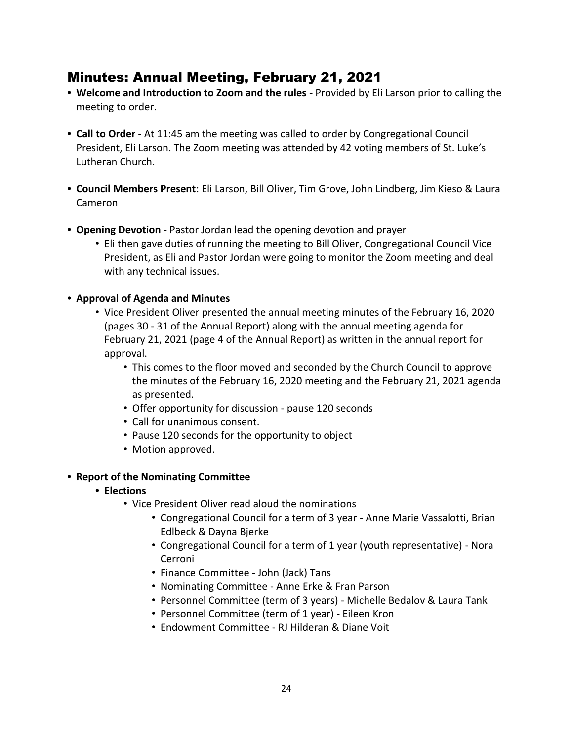# Minutes: Annual Meeting, February 21, 2021

- **Welcome and Introduction to Zoom and the rules -** Provided by Eli Larson prior to calling the meeting to order.
- **Call to Order -** At 11:45 am the meeting was called to order by Congregational Council President, Eli Larson. The Zoom meeting was attended by 42 voting members of St. Luke's Lutheran Church.
- **Council Members Present**: Eli Larson, Bill Oliver, Tim Grove, John Lindberg, Jim Kieso & Laura Cameron
- **Opening Devotion -** Pastor Jordan lead the opening devotion and prayer
  - Eli then gave duties of running the meeting to Bill Oliver, Congregational Council Vice President, as Eli and Pastor Jordan were going to monitor the Zoom meeting and deal with any technical issues.
- **Approval of Agenda and Minutes**
  - Vice President Oliver presented the annual meeting minutes of the February 16, 2020 (pages 30 - 31 of the Annual Report) along with the annual meeting agenda for February 21, 2021 (page 4 of the Annual Report) as written in the annual report for approval.
    - This comes to the floor moved and seconded by the Church Council to approve the minutes of the February 16, 2020 meeting and the February 21, 2021 agenda as presented.
    - Offer opportunity for discussion - pause 120 seconds
    - Call for unanimous consent.
    - Pause 120 seconds for the opportunity to object
    - Motion approved.
- **Report of the Nominating Committee**
  - **Elections**
    - Vice President Oliver read aloud the nominations
      - Congregational Council for a term of 3 year - Anne Marie Vassalotti, Brian Edlbeck & Dayna Bjerke
      - Congregational Council for a term of 1 year (youth representative) - Nora Cerroni
      - Finance Committee - John (Jack) Tans
      - Nominating Committee - Anne Erke & Fran Parson
      - Personnel Committee (term of 3 years) - Michelle Bedalov & Laura Tank
      - Personnel Committee (term of 1 year) - Eileen Kron
      - Endowment Committee - RJ Hilderan & Diane Voit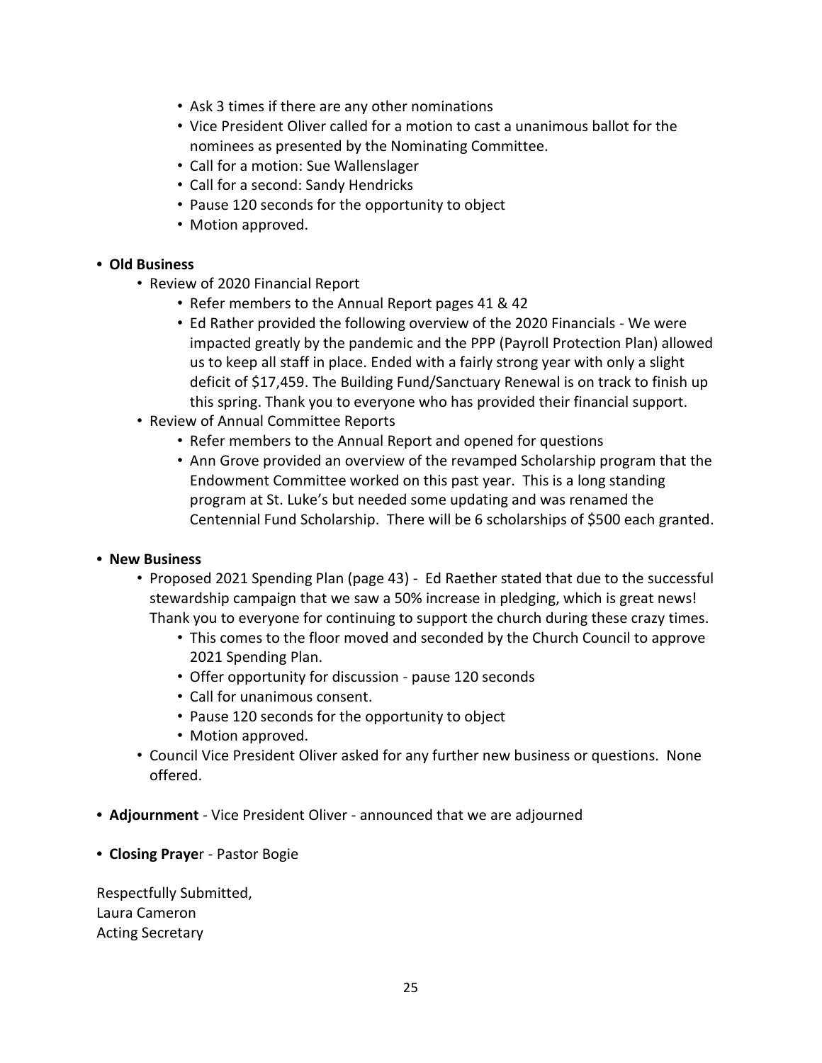- Ask 3 times if there are any other nominations
- Vice President Oliver called for a motion to cast a unanimous ballot for the nominees as presented by the Nominating Committee.
- Call for a motion: Sue Wallenslager
- Call for a second: Sandy Hendricks
- Pause 120 seconds for the opportunity to object
- Motion approved.

- **Old Business**
  - Review of 2020 Financial Report
    - Refer members to the Annual Report pages 41 & 42
    - Ed Rather provided the following overview of the 2020 Financials - We were impacted greatly by the pandemic and the PPP (Payroll Protection Plan) allowed us to keep all staff in place. Ended with a fairly strong year with only a slight deficit of $17,459. The Building Fund/Sanctuary Renewal is on track to finish up this spring. Thank you to everyone who has provided their financial support.
  - Review of Annual Committee Reports
    - Refer members to the Annual Report and opened for questions
    - Ann Grove provided an overview of the revamped Scholarship program that the Endowment Committee worked on this past year. This is a long standing program at St. Luke's but needed some updating and was renamed the Centennial Fund Scholarship. There will be 6 scholarships of $500 each granted.

- **New Business**
  - Proposed 2021 Spending Plan (page 43) - Ed Raether stated that due to the successful stewardship campaign that we saw a 50% increase in pledging, which is great news! Thank you to everyone for continuing to support the church during these crazy times.
    - This comes to the floor moved and seconded by the Church Council to approve 2021 Spending Plan.
    - Offer opportunity for discussion - pause 120 seconds
    - Call for unanimous consent.
    - Pause 120 seconds for the opportunity to object
    - Motion approved.
  - Council Vice President Oliver asked for any further new business or questions. None offered.

- **Adjournment** - Vice President Oliver - announced that we are adjourned

- **Closing Prayer** - Pastor Bogie

Respectfully Submitted,
Laura Cameron
Acting Secretary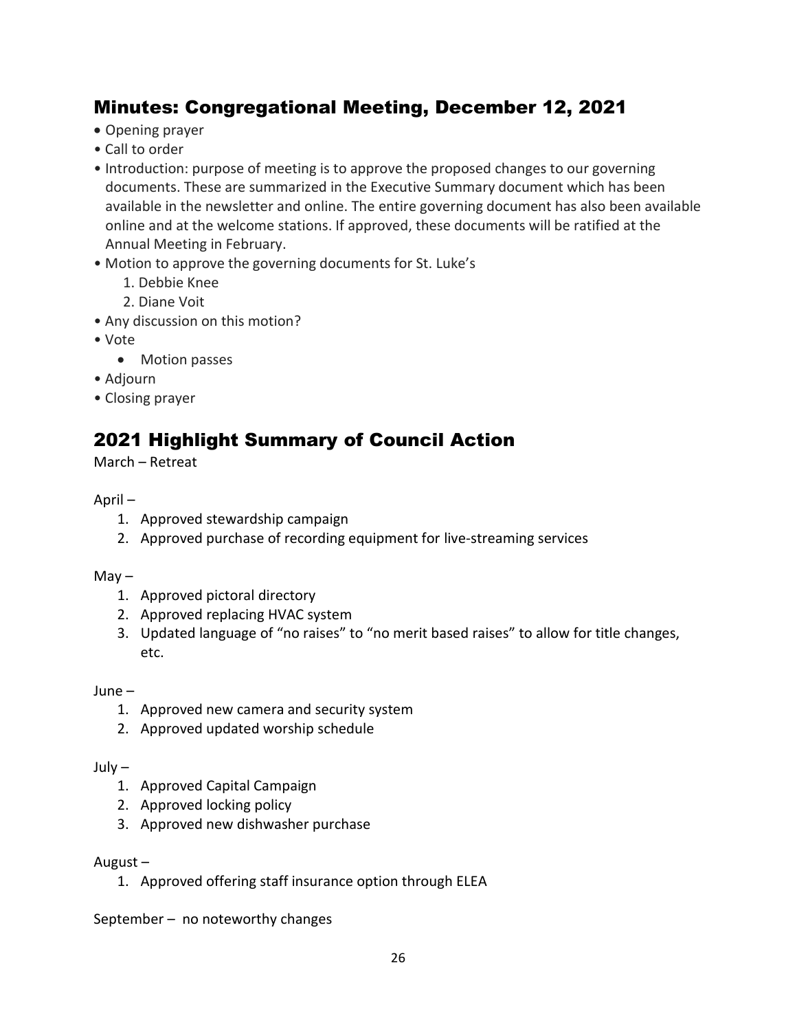## Minutes: Congregational Meeting, December 12, 2021

- Opening prayer
- Call to order
- Introduction: purpose of meeting is to approve the proposed changes to our governing documents. These are summarized in the Executive Summary document which has been available in the newsletter and online. The entire governing document has also been available online and at the welcome stations. If approved, these documents will be ratified at the Annual Meeting in February.
- Motion to approve the governing documents for St. Luke's
    1. Debbie Knee
    2. Diane Voit
- Any discussion on this motion?
- Vote
    - Motion passes
- Adjourn
- Closing prayer

## 2021 Highlight Summary of Council Action

March – Retreat

April –

1. Approved stewardship campaign
2. Approved purchase of recording equipment for live-streaming services

May –

1. Approved pictoral directory
2. Approved replacing HVAC system
3. Updated language of "no raises" to "no merit based raises" to allow for title changes, etc.

June –

1. Approved new camera and security system
2. Approved updated worship schedule

July –

1. Approved Capital Campaign
2. Approved locking policy
3. Approved new dishwasher purchase

August –

1. Approved offering staff insurance option through ELEA

September – no noteworthy changes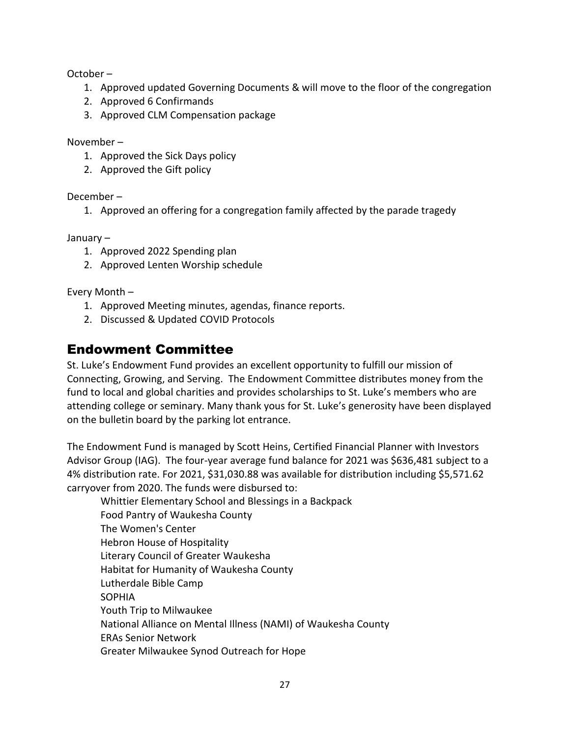October –

1. Approved updated Governing Documents & will move to the floor of the congregation
2. Approved 6 Confirmands
3. Approved CLM Compensation package

November –

1. Approved the Sick Days policy
2. Approved the Gift policy

December –

1. Approved an offering for a congregation family affected by the parade tragedy

January –

1. Approved 2022 Spending plan
2. Approved Lenten Worship schedule

Every Month –

1. Approved Meeting minutes, agendas, finance reports.
2. Discussed & Updated COVID Protocols

## Endowment Committee

St. Luke's Endowment Fund provides an excellent opportunity to fulfill our mission of Connecting, Growing, and Serving. The Endowment Committee distributes money from the fund to local and global charities and provides scholarships to St. Luke's members who are attending college or seminary. Many thank yous for St. Luke's generosity have been displayed on the bulletin board by the parking lot entrance.

The Endowment Fund is managed by Scott Heins, Certified Financial Planner with Investors Advisor Group (IAG). The four-year average fund balance for 2021 was $636,481 subject to a 4% distribution rate. For 2021, $31,030.88 was available for distribution including $5,571.62 carryover from 2020. The funds were disbursed to:

Whittier Elementary School and Blessings in a Backpack
Food Pantry of Waukesha County
The Women's Center
Hebron House of Hospitality
Literary Council of Greater Waukesha
Habitat for Humanity of Waukesha County
Lutherdale Bible Camp
SOPHIA
Youth Trip to Milwaukee
National Alliance on Mental Illness (NAMI) of Waukesha County
ERAs Senior Network
Greater Milwaukee Synod Outreach for Hope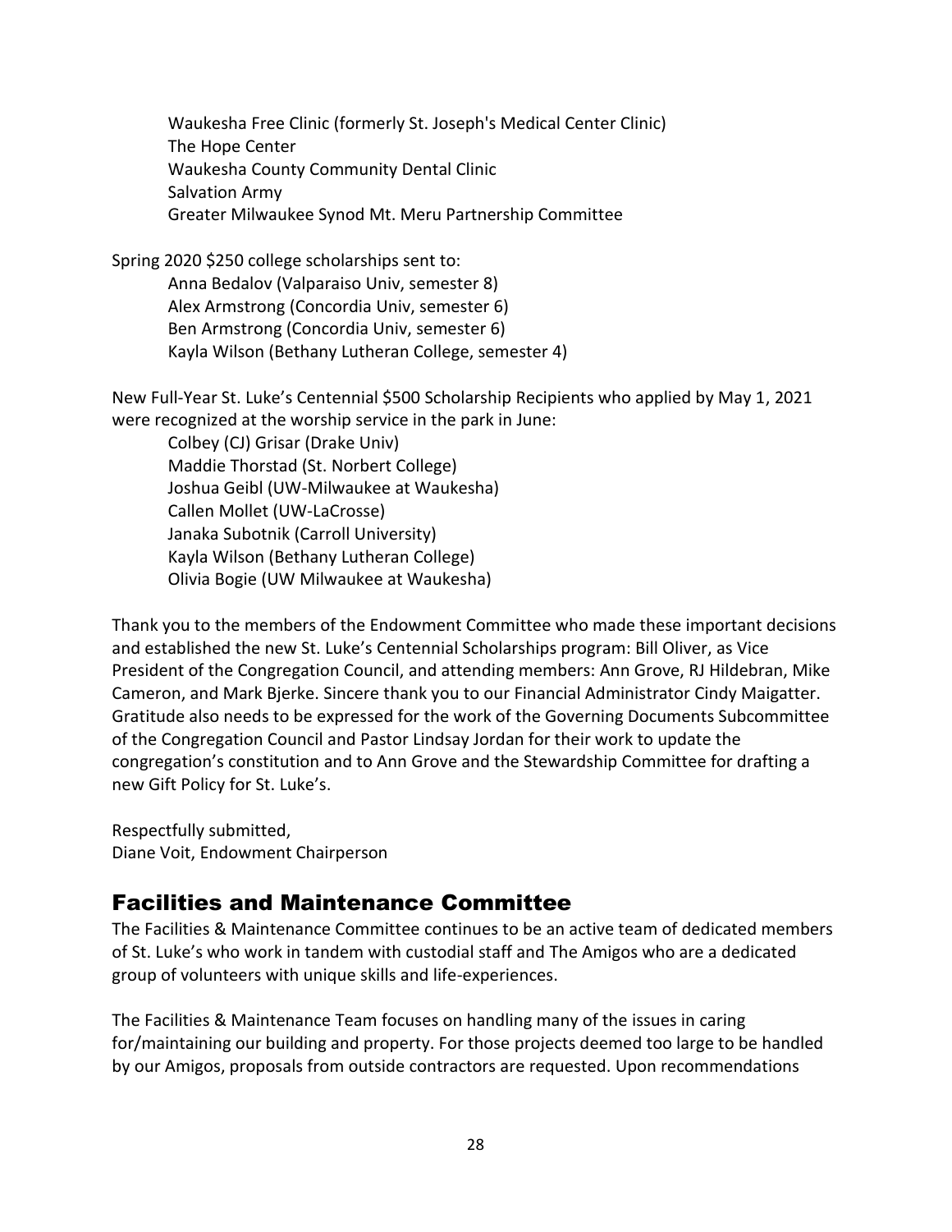Waukesha Free Clinic (formerly St. Joseph's Medical Center Clinic)
The Hope Center
Waukesha County Community Dental Clinic
Salvation Army
Greater Milwaukee Synod Mt. Meru Partnership Committee

Spring 2020 $250 college scholarships sent to:

Anna Bedalov (Valparaiso Univ, semester 8)
Alex Armstrong (Concordia Univ, semester 6)
Ben Armstrong (Concordia Univ, semester 6)
Kayla Wilson (Bethany Lutheran College, semester 4)

New Full-Year St. Luke's Centennial $500 Scholarship Recipients who applied by May 1, 2021 were recognized at the worship service in the park in June:

Colbey (CJ) Grisar (Drake Univ)
Maddie Thorstad (St. Norbert College)
Joshua Geibl (UW-Milwaukee at Waukesha)
Callen Mollet (UW-LaCrosse)
Janaka Subotnik (Carroll University)
Kayla Wilson (Bethany Lutheran College)
Olivia Bogie (UW Milwaukee at Waukesha)

Thank you to the members of the Endowment Committee who made these important decisions and established the new St. Luke's Centennial Scholarships program: Bill Oliver, as Vice President of the Congregation Council, and attending members: Ann Grove, RJ Hildebran, Mike Cameron, and Mark Bjerke. Sincere thank you to our Financial Administrator Cindy Maigatter. Gratitude also needs to be expressed for the work of the Governing Documents Subcommittee of the Congregation Council and Pastor Lindsay Jordan for their work to update the congregation's constitution and to Ann Grove and the Stewardship Committee for drafting a new Gift Policy for St. Luke's.

Respectfully submitted,
Diane Voit, Endowment Chairperson

## Facilities and Maintenance Committee

The Facilities & Maintenance Committee continues to be an active team of dedicated members of St. Luke's who work in tandem with custodial staff and The Amigos who are a dedicated group of volunteers with unique skills and life-experiences.

The Facilities & Maintenance Team focuses on handling many of the issues in caring for/maintaining our building and property. For those projects deemed too large to be handled by our Amigos, proposals from outside contractors are requested. Upon recommendations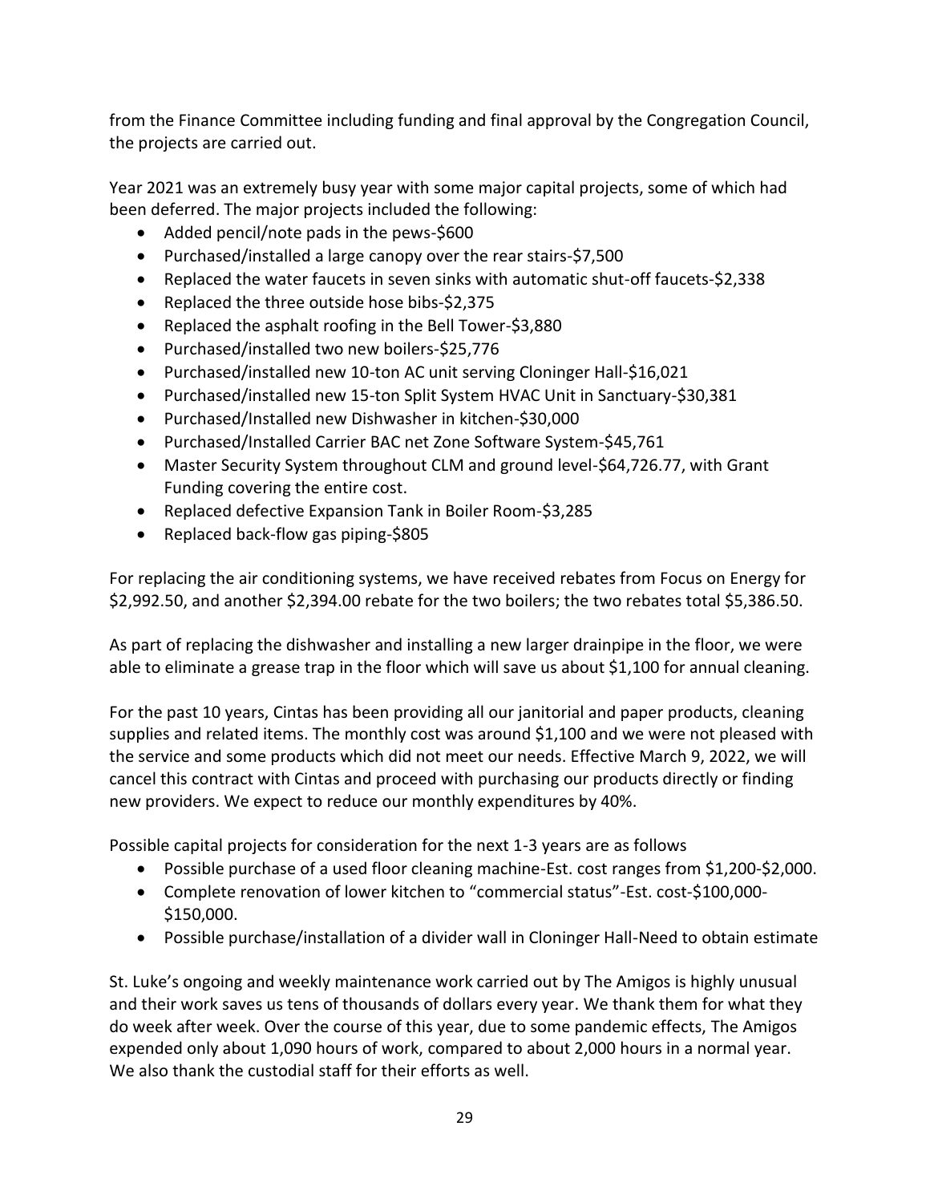from the Finance Committee including funding and final approval by the Congregation Council, the projects are carried out.

Year 2021 was an extremely busy year with some major capital projects, some of which had been deferred. The major projects included the following:

- Added pencil/note pads in the pews-$600
- Purchased/installed a large canopy over the rear stairs-$7,500
- Replaced the water faucets in seven sinks with automatic shut-off faucets-$2,338
- Replaced the three outside hose bibs-$2,375
- Replaced the asphalt roofing in the Bell Tower-$3,880
- Purchased/installed two new boilers-$25,776
- Purchased/installed new 10-ton AC unit serving Cloninger Hall-$16,021
- Purchased/installed new 15-ton Split System HVAC Unit in Sanctuary-$30,381
- Purchased/Installed new Dishwasher in kitchen-$30,000
- Purchased/Installed Carrier BAC net Zone Software System-$45,761
- Master Security System throughout CLM and ground level-$64,726.77, with Grant Funding covering the entire cost.
- Replaced defective Expansion Tank in Boiler Room-$3,285
- Replaced back-flow gas piping-$805

For replacing the air conditioning systems, we have received rebates from Focus on Energy for $2,992.50, and another $2,394.00 rebate for the two boilers; the two rebates total $5,386.50.

As part of replacing the dishwasher and installing a new larger drainpipe in the floor, we were able to eliminate a grease trap in the floor which will save us about $1,100 for annual cleaning.

For the past 10 years, Cintas has been providing all our janitorial and paper products, cleaning supplies and related items. The monthly cost was around $1,100 and we were not pleased with the service and some products which did not meet our needs. Effective March 9, 2022, we will cancel this contract with Cintas and proceed with purchasing our products directly or finding new providers. We expect to reduce our monthly expenditures by 40%.

Possible capital projects for consideration for the next 1-3 years are as follows

- Possible purchase of a used floor cleaning machine-Est. cost ranges from $1,200-$2,000.
- Complete renovation of lower kitchen to "commercial status"-Est. cost-$100,000-$150,000.
- Possible purchase/installation of a divider wall in Cloninger Hall-Need to obtain estimate

St. Luke's ongoing and weekly maintenance work carried out by The Amigos is highly unusual and their work saves us tens of thousands of dollars every year. We thank them for what they do week after week. Over the course of this year, due to some pandemic effects, The Amigos expended only about 1,090 hours of work, compared to about 2,000 hours in a normal year. We also thank the custodial staff for their efforts as well.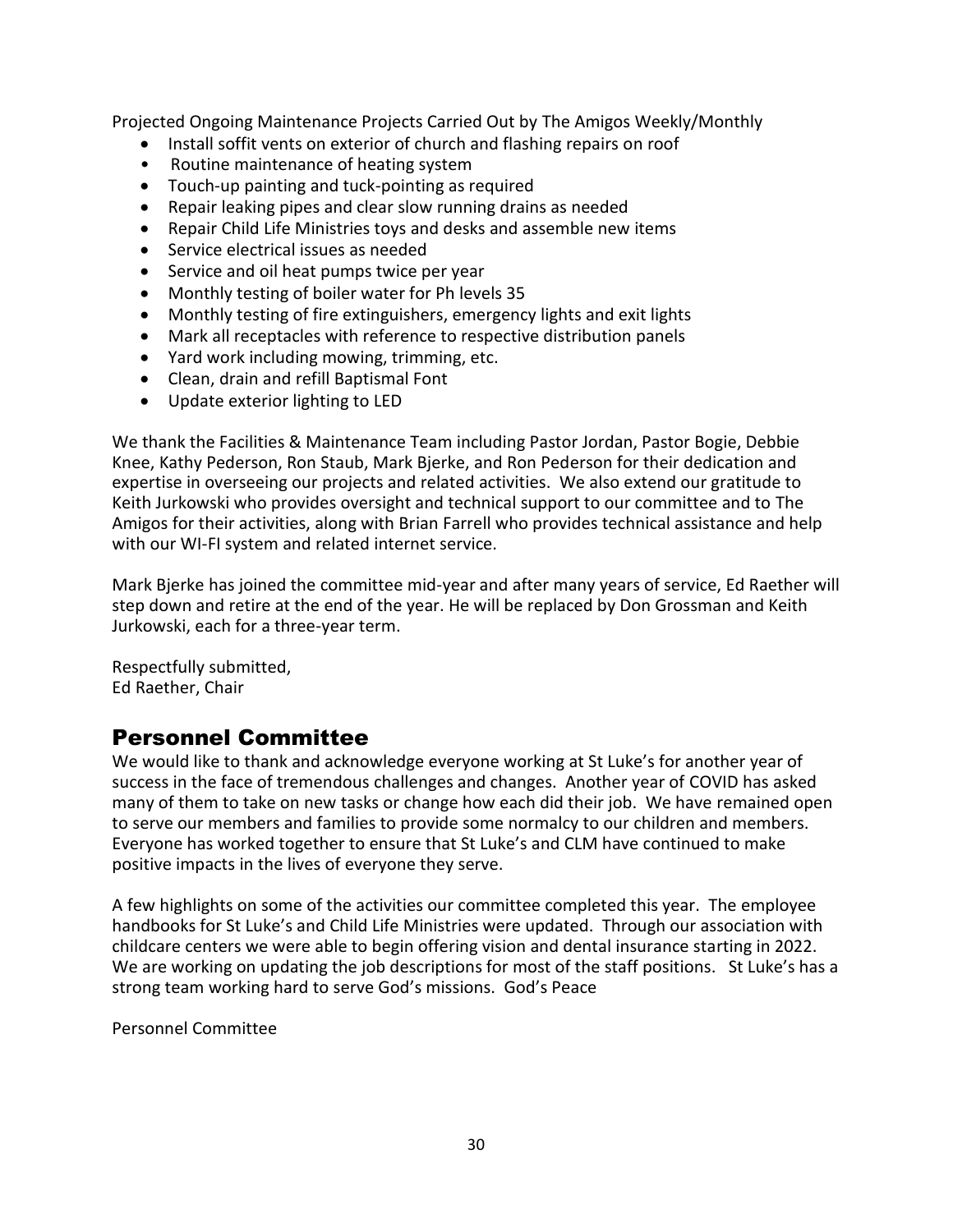Projected Ongoing Maintenance Projects Carried Out by The Amigos Weekly/Monthly

- Install soffit vents on exterior of church and flashing repairs on roof
- Routine maintenance of heating system
- Touch-up painting and tuck-pointing as required
- Repair leaking pipes and clear slow running drains as needed
- Repair Child Life Ministries toys and desks and assemble new items
- Service electrical issues as needed
- Service and oil heat pumps twice per year
- Monthly testing of boiler water for Ph levels 35
- Monthly testing of fire extinguishers, emergency lights and exit lights
- Mark all receptacles with reference to respective distribution panels
- Yard work including mowing, trimming, etc.
- Clean, drain and refill Baptismal Font
- Update exterior lighting to LED

We thank the Facilities & Maintenance Team including Pastor Jordan, Pastor Bogie, Debbie Knee, Kathy Pederson, Ron Staub, Mark Bjerke, and Ron Pederson for their dedication and expertise in overseeing our projects and related activities. We also extend our gratitude to Keith Jurkowski who provides oversight and technical support to our committee and to The Amigos for their activities, along with Brian Farrell who provides technical assistance and help with our WI-FI system and related internet service.

Mark Bjerke has joined the committee mid-year and after many years of service, Ed Raether will step down and retire at the end of the year. He will be replaced by Don Grossman and Keith Jurkowski, each for a three-year term.

Respectfully submitted,
Ed Raether, Chair

## Personnel Committee

We would like to thank and acknowledge everyone working at St Luke's for another year of success in the face of tremendous challenges and changes. Another year of COVID has asked many of them to take on new tasks or change how each did their job. We have remained open to serve our members and families to provide some normalcy to our children and members. Everyone has worked together to ensure that St Luke's and CLM have continued to make positive impacts in the lives of everyone they serve.

A few highlights on some of the activities our committee completed this year. The employee handbooks for St Luke's and Child Life Ministries were updated. Through our association with childcare centers we were able to begin offering vision and dental insurance starting in 2022. We are working on updating the job descriptions for most of the staff positions. St Luke's has a strong team working hard to serve God's missions. God's Peace

Personnel Committee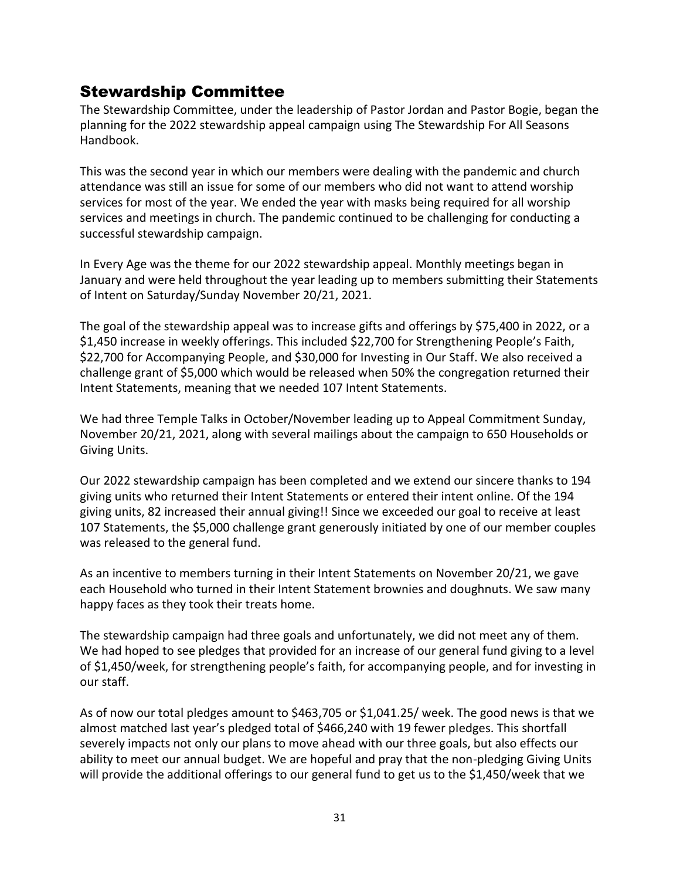## Stewardship Committee

The Stewardship Committee, under the leadership of Pastor Jordan and Pastor Bogie, began the planning for the 2022 stewardship appeal campaign using The Stewardship For All Seasons Handbook.

This was the second year in which our members were dealing with the pandemic and church attendance was still an issue for some of our members who did not want to attend worship services for most of the year. We ended the year with masks being required for all worship services and meetings in church. The pandemic continued to be challenging for conducting a successful stewardship campaign.

In Every Age was the theme for our 2022 stewardship appeal. Monthly meetings began in January and were held throughout the year leading up to members submitting their Statements of Intent on Saturday/Sunday November 20/21, 2021.

The goal of the stewardship appeal was to increase gifts and offerings by $75,400 in 2022, or a $1,450 increase in weekly offerings. This included $22,700 for Strengthening People's Faith, $22,700 for Accompanying People, and $30,000 for Investing in Our Staff. We also received a challenge grant of $5,000 which would be released when 50% the congregation returned their Intent Statements, meaning that we needed 107 Intent Statements.

We had three Temple Talks in October/November leading up to Appeal Commitment Sunday, November 20/21, 2021, along with several mailings about the campaign to 650 Households or Giving Units.

Our 2022 stewardship campaign has been completed and we extend our sincere thanks to 194 giving units who returned their Intent Statements or entered their intent online. Of the 194 giving units, 82 increased their annual giving!! Since we exceeded our goal to receive at least 107 Statements, the $5,000 challenge grant generously initiated by one of our member couples was released to the general fund.

As an incentive to members turning in their Intent Statements on November 20/21, we gave each Household who turned in their Intent Statement brownies and doughnuts. We saw many happy faces as they took their treats home.

The stewardship campaign had three goals and unfortunately, we did not meet any of them. We had hoped to see pledges that provided for an increase of our general fund giving to a level of $1,450/week, for strengthening people's faith, for accompanying people, and for investing in our staff.

As of now our total pledges amount to $463,705 or $1,041.25/ week. The good news is that we almost matched last year's pledged total of $466,240 with 19 fewer pledges. This shortfall severely impacts not only our plans to move ahead with our three goals, but also effects our ability to meet our annual budget. We are hopeful and pray that the non-pledging Giving Units will provide the additional offerings to our general fund to get us to the $1,450/week that we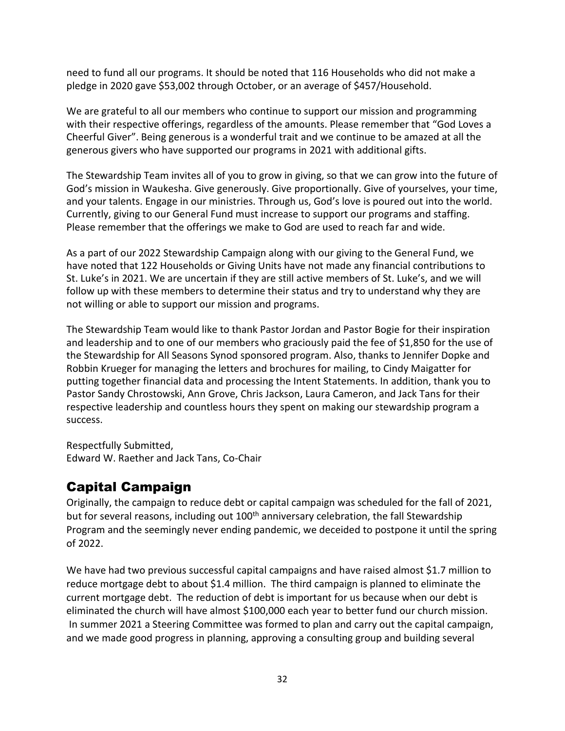need to fund all our programs. It should be noted that 116 Households who did not make a pledge in 2020 gave $53,002 through October, or an average of $457/Household.

We are grateful to all our members who continue to support our mission and programming with their respective offerings, regardless of the amounts. Please remember that "God Loves a Cheerful Giver". Being generous is a wonderful trait and we continue to be amazed at all the generous givers who have supported our programs in 2021 with additional gifts.

The Stewardship Team invites all of you to grow in giving, so that we can grow into the future of God's mission in Waukesha. Give generously. Give proportionally. Give of yourselves, your time, and your talents. Engage in our ministries. Through us, God's love is poured out into the world. Currently, giving to our General Fund must increase to support our programs and staffing. Please remember that the offerings we make to God are used to reach far and wide.

As a part of our 2022 Stewardship Campaign along with our giving to the General Fund, we have noted that 122 Households or Giving Units have not made any financial contributions to St. Luke's in 2021. We are uncertain if they are still active members of St. Luke's, and we will follow up with these members to determine their status and try to understand why they are not willing or able to support our mission and programs.

The Stewardship Team would like to thank Pastor Jordan and Pastor Bogie for their inspiration and leadership and to one of our members who graciously paid the fee of $1,850 for the use of the Stewardship for All Seasons Synod sponsored program. Also, thanks to Jennifer Dopke and Robbin Krueger for managing the letters and brochures for mailing, to Cindy Maigatter for putting together financial data and processing the Intent Statements. In addition, thank you to Pastor Sandy Chrostowski, Ann Grove, Chris Jackson, Laura Cameron, and Jack Tans for their respective leadership and countless hours they spent on making our stewardship program a success.

Respectfully Submitted,
Edward W. Raether and Jack Tans, Co-Chair

## Capital Campaign

Originally, the campaign to reduce debt or capital campaign was scheduled for the fall of 2021, but for several reasons, including out 100th anniversary celebration, the fall Stewardship Program and the seemingly never ending pandemic, we deceided to postpone it until the spring of 2022.

We have had two previous successful capital campaigns and have raised almost $1.7 million to reduce mortgage debt to about $1.4 million. The third campaign is planned to eliminate the current mortgage debt. The reduction of debt is important for us because when our debt is eliminated the church will have almost $100,000 each year to better fund our church mission. In summer 2021 a Steering Committee was formed to plan and carry out the capital campaign, and we made good progress in planning, approving a consulting group and building several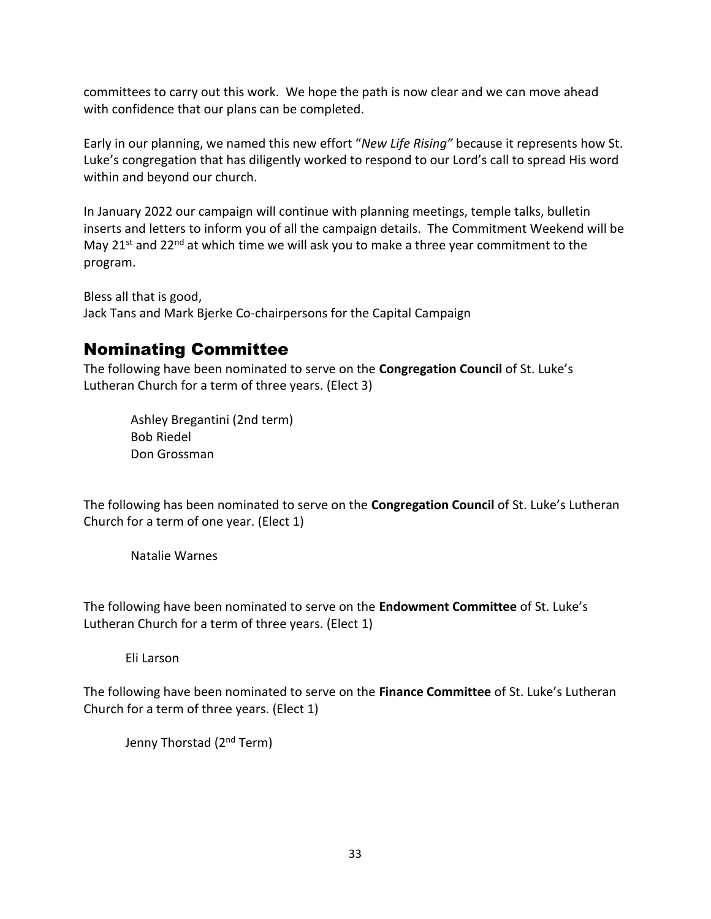committees to carry out this work. We hope the path is now clear and we can move ahead with confidence that our plans can be completed.

Early in our planning, we named this new effort "*New Life Rising"* because it represents how St. Luke's congregation that has diligently worked to respond to our Lord's call to spread His word within and beyond our church.

In January 2022 our campaign will continue with planning meetings, temple talks, bulletin inserts and letters to inform you of all the campaign details. The Commitment Weekend will be May 21st and 22nd at which time we will ask you to make a three year commitment to the program.

Bless all that is good,
Jack Tans and Mark Bjerke Co-chairpersons for the Capital Campaign

## Nominating Committee

The following have been nominated to serve on the **Congregation Council** of St. Luke's Lutheran Church for a term of three years. (Elect 3)

Ashley Bregantini (2nd term)
Bob Riedel
Don Grossman

The following has been nominated to serve on the **Congregation Council** of St. Luke's Lutheran Church for a term of one year. (Elect 1)

Natalie Warnes

The following have been nominated to serve on the **Endowment Committee** of St. Luke's Lutheran Church for a term of three years. (Elect 1)

Eli Larson

The following have been nominated to serve on the **Finance Committee** of St. Luke's Lutheran Church for a term of three years. (Elect 1)

Jenny Thorstad (2nd Term)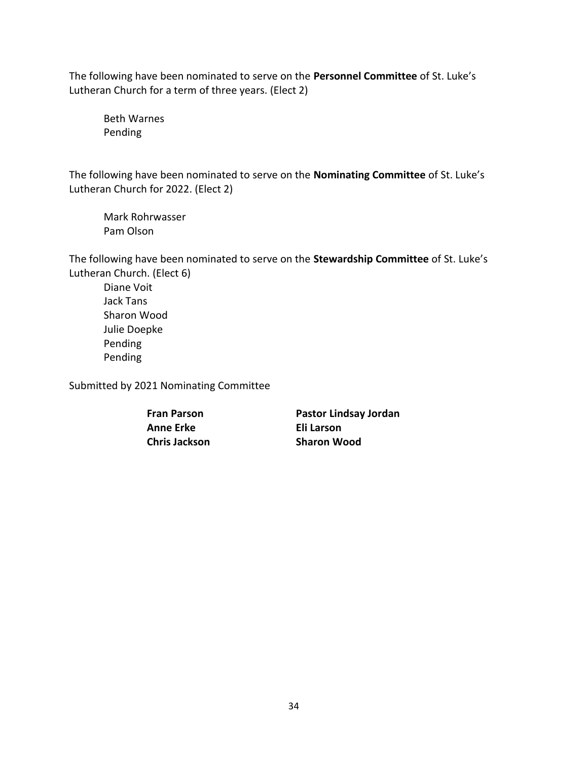The following have been nominated to serve on the **Personnel Committee** of St. Luke's Lutheran Church for a term of three years. (Elect 2)

Beth Warnes
Pending

The following have been nominated to serve on the **Nominating Committee** of St. Luke's Lutheran Church for 2022. (Elect 2)

Mark Rohrwasser
Pam Olson

The following have been nominated to serve on the **Stewardship Committee** of St. Luke's Lutheran Church. (Elect 6)

Diane Voit
Jack Tans
Sharon Wood
Julie Doepke
Pending
Pending

Submitted by 2021 Nominating Committee

**Fran Parson**
**Anne Erke**
**Chris Jackson**
**Pastor Lindsay Jordan**
**Eli Larson**
**Sharon Wood**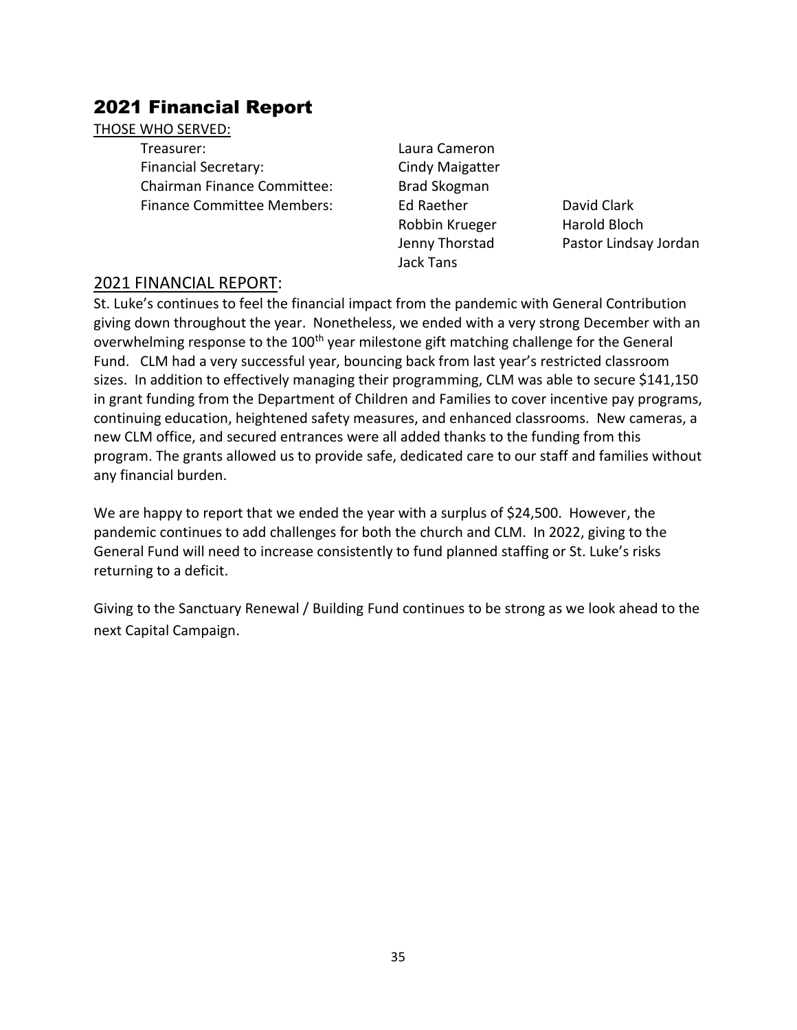# 2021 Financial Report

THOSE WHO SERVED:

| | | |
|---|---|---|
| Treasurer: | Laura Cameron | |
| Financial Secretary: | Cindy Maigatter | |
| Chairman Finance Committee: | Brad Skogman | |
| Finance Committee Members: | Ed Raether | David Clark |
| | Robbin Krueger | Harold Bloch |
| | Jenny Thorstad | Pastor Lindsay Jordan |
| | Jack Tans | |

## 2021 FINANCIAL REPORT:

St. Luke's continues to feel the financial impact from the pandemic with General Contribution giving down throughout the year. Nonetheless, we ended with a very strong December with an overwhelming response to the 100th year milestone gift matching challenge for the General Fund. CLM had a very successful year, bouncing back from last year's restricted classroom sizes. In addition to effectively managing their programming, CLM was able to secure $141,150 in grant funding from the Department of Children and Families to cover incentive pay programs, continuing education, heightened safety measures, and enhanced classrooms. New cameras, a new CLM office, and secured entrances were all added thanks to the funding from this program. The grants allowed us to provide safe, dedicated care to our staff and families without any financial burden.

We are happy to report that we ended the year with a surplus of $24,500. However, the pandemic continues to add challenges for both the church and CLM. In 2022, giving to the General Fund will need to increase consistently to fund planned staffing or St. Luke's risks returning to a deficit.

Giving to the Sanctuary Renewal / Building Fund continues to be strong as we look ahead to the next Capital Campaign.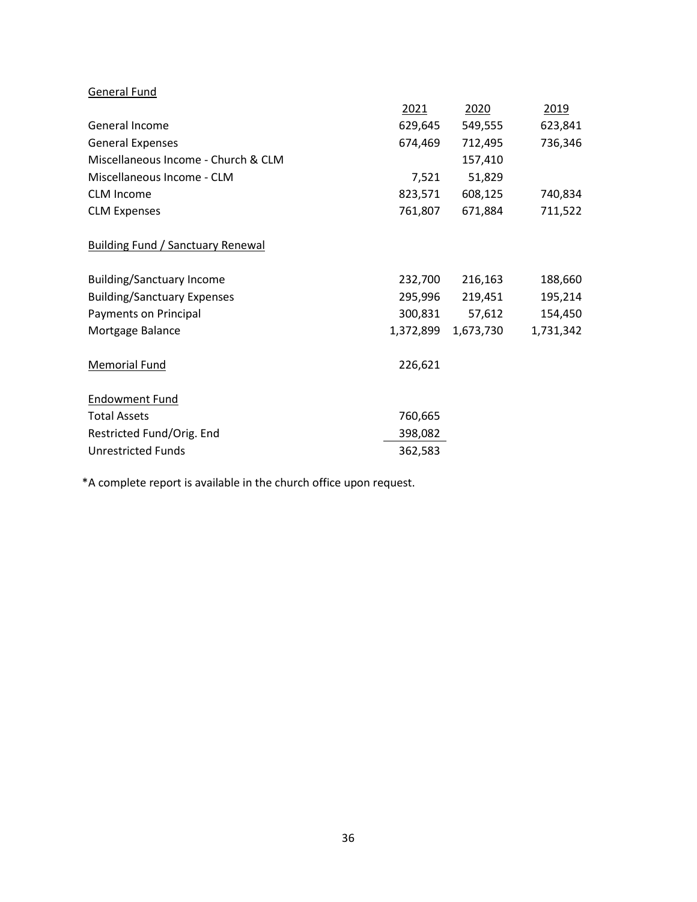| General Fund | 2021 | 2020 | 2019 |
|---|---|---|---|
| General Income | 629,645 | 549,555 | 623,841 |
| General Expenses | 674,469 | 712,495 | 736,346 |
| Miscellaneous Income - Church & CLM | | 157,410 | |
| Miscellaneous Income - CLM | 7,521 | 51,829 | |
| CLM Income | 823,571 | 608,125 | 740,834 |
| CLM Expenses | 761,807 | 671,884 | 711,522 |
| **Building Fund / Sanctuary Renewal** | | | |
| Building/Sanctuary Income | 232,700 | 216,163 | 188,660 |
| Building/Sanctuary Expenses | 295,996 | 219,451 | 195,214 |
| Payments on Principal | 300,831 | 57,612 | 154,450 |
| Mortgage Balance | 1,372,899 | 1,673,730 | 1,731,342 |
| **Memorial Fund** | 226,621 | | |
| **Endowment Fund** | | | |
| Total Assets | 760,665 | | |
| Restricted Fund/Orig. End | 398,082 | | |
| Unrestricted Funds | 362,583 | | |

*A complete report is available in the church office upon request.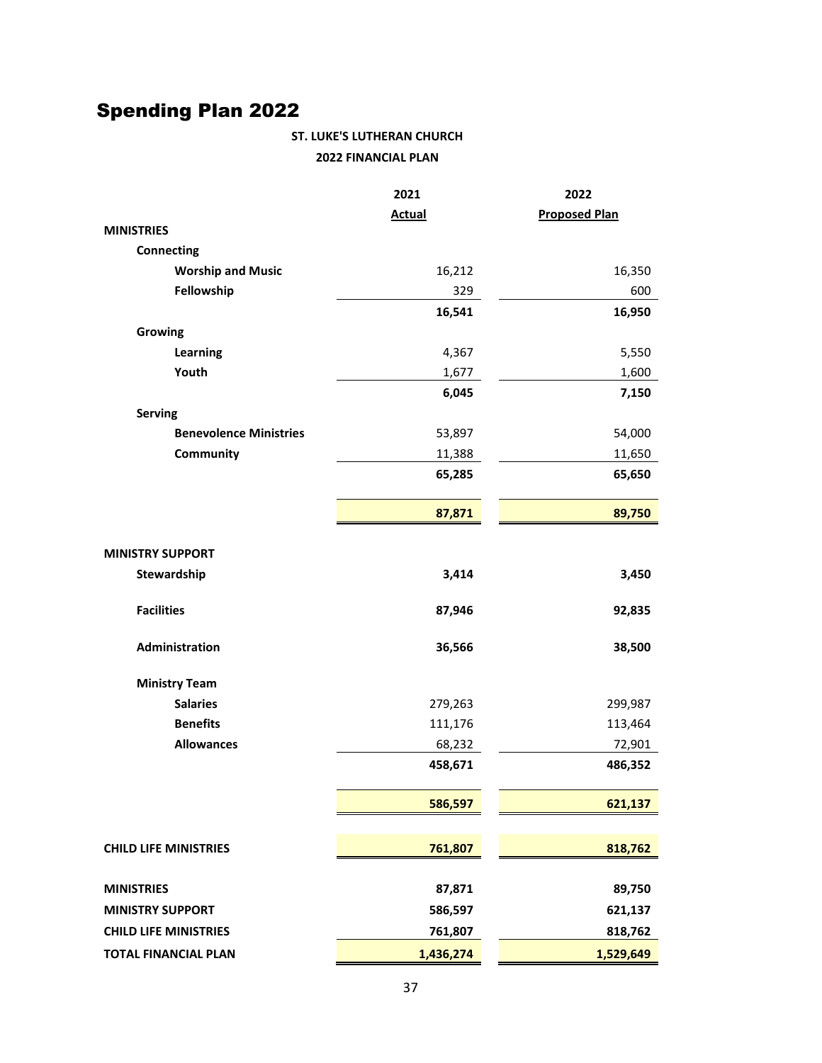# Spending Plan 2022

**ST. LUKE'S LUTHERAN CHURCH**

**2022 FINANCIAL PLAN**

| | 2021 Actual | 2022 Proposed Plan |
|---|---|---|
| **MINISTRIES** | | |
| **Connecting** | | |
| **Worship and Music** | 16,212 | 16,350 |
| **Fellowship** | 329 | 600 |
| | **16,541** | **16,950** |
| **Growing** | | |
| **Learning** | 4,367 | 5,550 |
| **Youth** | 1,677 | 1,600 |
| | **6,045** | **7,150** |
| **Serving** | | |
| **Benevolence Ministries** | 53,897 | 54,000 |
| **Community** | 11,388 | 11,650 |
| | **65,285** | **65,650** |
| | **87,871** | **89,750** |
| **MINISTRY SUPPORT** | | |
| **Stewardship** | **3,414** | **3,450** |
| **Facilities** | **87,946** | **92,835** |
| **Administration** | **36,566** | **38,500** |
| **Ministry Team** | | |
| **Salaries** | 279,263 | 299,987 |
| **Benefits** | 111,176 | 113,464 |
| **Allowances** | 68,232 | 72,901 |
| | **458,671** | **486,352** |
| | **586,597** | **621,137** |
| **CHILD LIFE MINISTRIES** | **761,807** | **818,762** |
| **MINISTRIES** | **87,871** | **89,750** |
| **MINISTRY SUPPORT** | **586,597** | **621,137** |
| **CHILD LIFE MINISTRIES** | **761,807** | **818,762** |
| **TOTAL FINANCIAL PLAN** | **1,436,274** | **1,529,649** |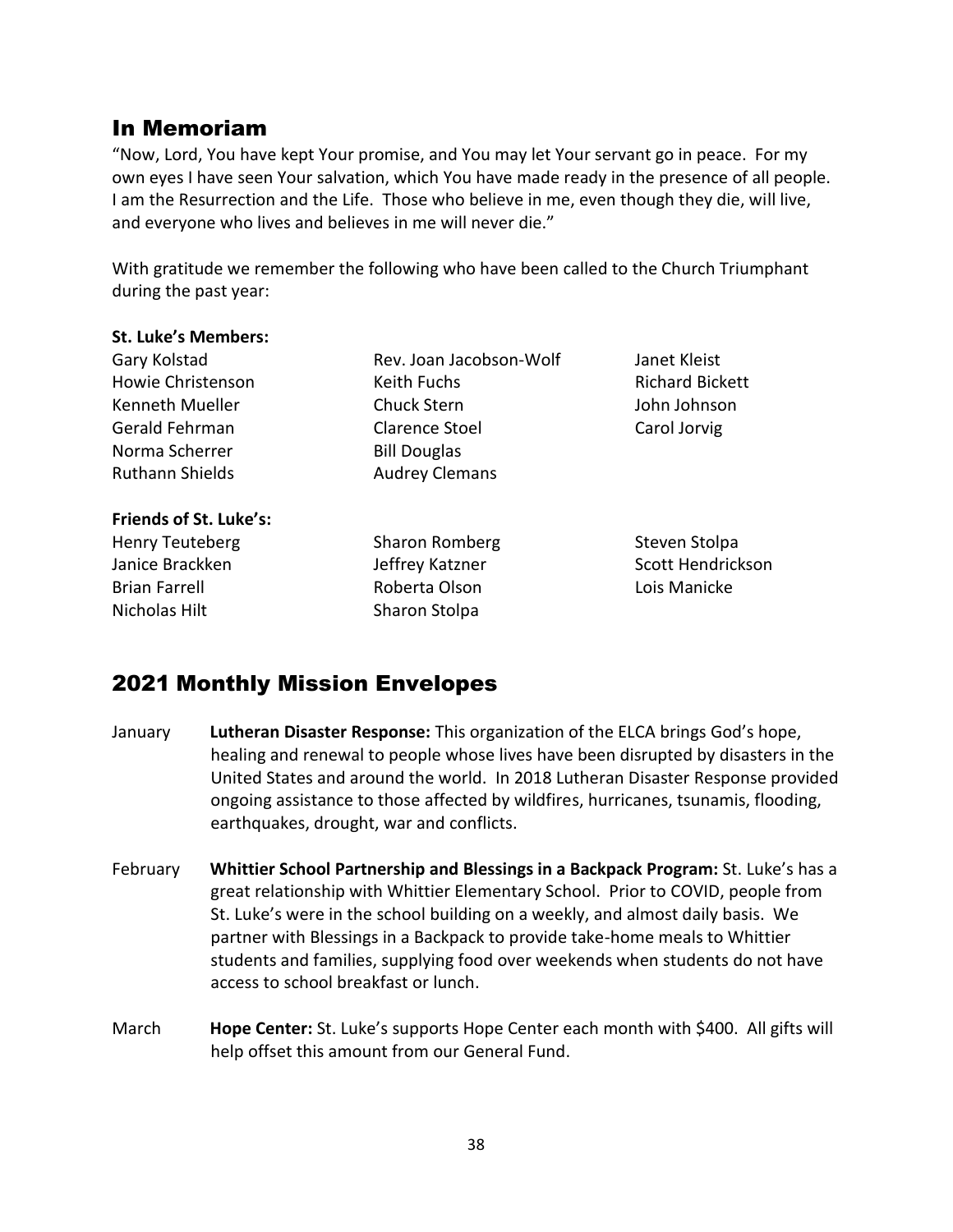## In Memoriam

"Now, Lord, You have kept Your promise, and You may let Your servant go in peace. For my own eyes I have seen Your salvation, which You have made ready in the presence of all people. I am the Resurrection and the Life. Those who believe in me, even though they die, will live, and everyone who lives and believes in me will never die."

With gratitude we remember the following who have been called to the Church Triumphant during the past year:

**St. Luke's Members:**

Gary Kolstad
Howie Christenson
Kenneth Mueller
Gerald Fehrman
Norma Scherrer
Ruthann Shields
Rev. Joan Jacobson-Wolf
Keith Fuchs
Chuck Stern
Clarence Stoel
Bill Douglas
Audrey Clemans
Janet Kleist
Richard Bickett
John Johnson
Carol Jorvig

**Friends of St. Luke's:**

Henry Teuteberg
Janice Brackken
Brian Farrell
Nicholas Hilt
Sharon Romberg
Jeffrey Katzner
Roberta Olson
Sharon Stolpa
Steven Stolpa
Scott Hendrickson
Lois Manicke

## 2021 Monthly Mission Envelopes

January — **Lutheran Disaster Response:** This organization of the ELCA brings God's hope, healing and renewal to people whose lives have been disrupted by disasters in the United States and around the world. In 2018 Lutheran Disaster Response provided ongoing assistance to those affected by wildfires, hurricanes, tsunamis, flooding, earthquakes, drought, war and conflicts.

February — **Whittier School Partnership and Blessings in a Backpack Program:** St. Luke's has a great relationship with Whittier Elementary School. Prior to COVID, people from St. Luke's were in the school building on a weekly, and almost daily basis. We partner with Blessings in a Backpack to provide take-home meals to Whittier students and families, supplying food over weekends when students do not have access to school breakfast or lunch.

March — **Hope Center:** St. Luke's supports Hope Center each month with $400. All gifts will help offset this amount from our General Fund.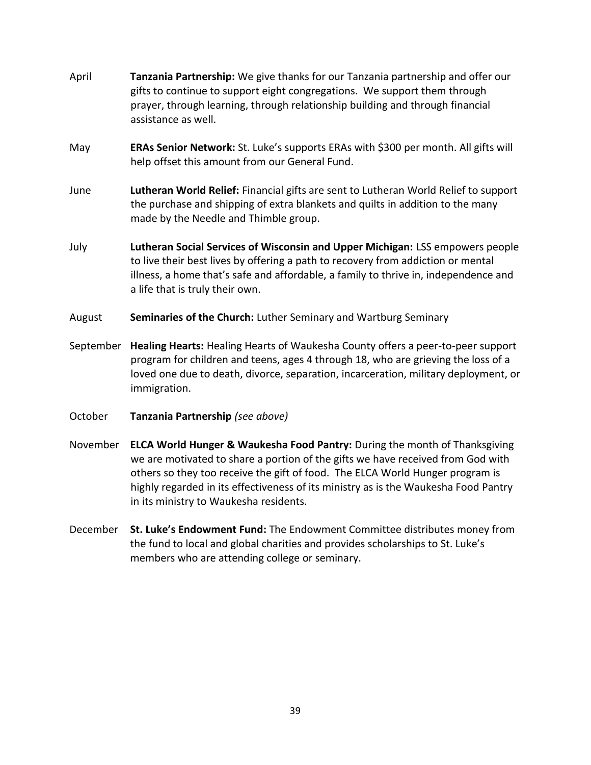April **Tanzania Partnership:** We give thanks for our Tanzania partnership and offer our gifts to continue to support eight congregations. We support them through prayer, through learning, through relationship building and through financial assistance as well.

May **ERAs Senior Network:** St. Luke's supports ERAs with $300 per month. All gifts will help offset this amount from our General Fund.

June **Lutheran World Relief:** Financial gifts are sent to Lutheran World Relief to support the purchase and shipping of extra blankets and quilts in addition to the many made by the Needle and Thimble group.

July **Lutheran Social Services of Wisconsin and Upper Michigan:** LSS empowers people to live their best lives by offering a path to recovery from addiction or mental illness, a home that's safe and affordable, a family to thrive in, independence and a life that is truly their own.

August **Seminaries of the Church:** Luther Seminary and Wartburg Seminary

September **Healing Hearts:** Healing Hearts of Waukesha County offers a peer-to-peer support program for children and teens, ages 4 through 18, who are grieving the loss of a loved one due to death, divorce, separation, incarceration, military deployment, or immigration.

October **Tanzania Partnership** *(see above)*

November **ELCA World Hunger & Waukesha Food Pantry:** During the month of Thanksgiving we are motivated to share a portion of the gifts we have received from God with others so they too receive the gift of food. The ELCA World Hunger program is highly regarded in its effectiveness of its ministry as is the Waukesha Food Pantry in its ministry to Waukesha residents.

December **St. Luke's Endowment Fund:** The Endowment Committee distributes money from the fund to local and global charities and provides scholarships to St. Luke's members who are attending college or seminary.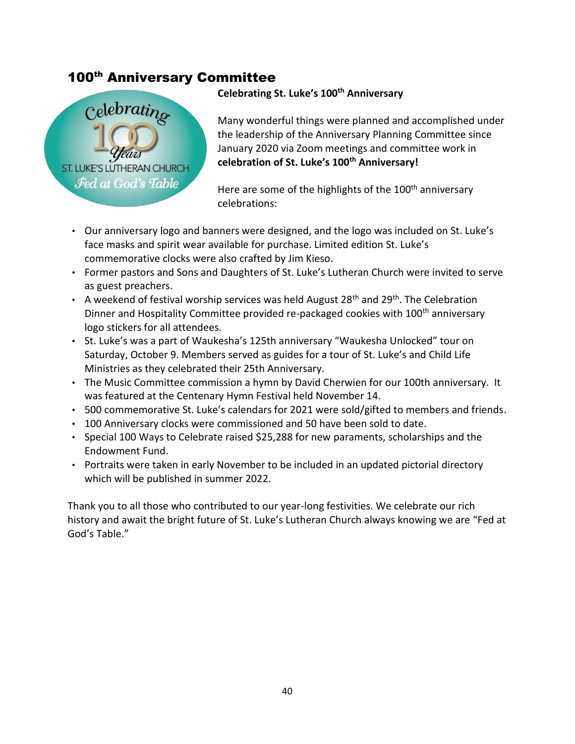## 100th Anniversary Committee

Celebrating 100 Years
ST. LUKE'S LUTHERAN CHURCH
Fed at God's Table

**Celebrating St. Luke's 100th Anniversary**

Many wonderful things were planned and accomplished under the leadership of the Anniversary Planning Committee since January 2020 via Zoom meetings and committee work in **celebration of St. Luke's 100th Anniversary!**

Here are some of the highlights of the 100th anniversary celebrations:

- Our anniversary logo and banners were designed, and the logo was included on St. Luke's face masks and spirit wear available for purchase. Limited edition St. Luke's commemorative clocks were also crafted by Jim Kieso.
- Former pastors and Sons and Daughters of St. Luke's Lutheran Church were invited to serve as guest preachers.
- A weekend of festival worship services was held August 28th and 29th. The Celebration Dinner and Hospitality Committee provided re-packaged cookies with 100th anniversary logo stickers for all attendees.
- St. Luke's was a part of Waukesha's 125th anniversary "Waukesha Unlocked" tour on Saturday, October 9. Members served as guides for a tour of St. Luke's and Child Life Ministries as they celebrated their 25th Anniversary.
- The Music Committee commission a hymn by David Cherwien for our 100th anniversary. It was featured at the Centenary Hymn Festival held November 14.
- 500 commemorative St. Luke's calendars for 2021 were sold/gifted to members and friends.
- 100 Anniversary clocks were commissioned and 50 have been sold to date.
- Special 100 Ways to Celebrate raised $25,288 for new paraments, scholarships and the Endowment Fund.
- Portraits were taken in early November to be included in an updated pictorial directory which will be published in summer 2022.

Thank you to all those who contributed to our year-long festivities. We celebrate our rich history and await the bright future of St. Luke's Lutheran Church always knowing we are "Fed at God's Table."